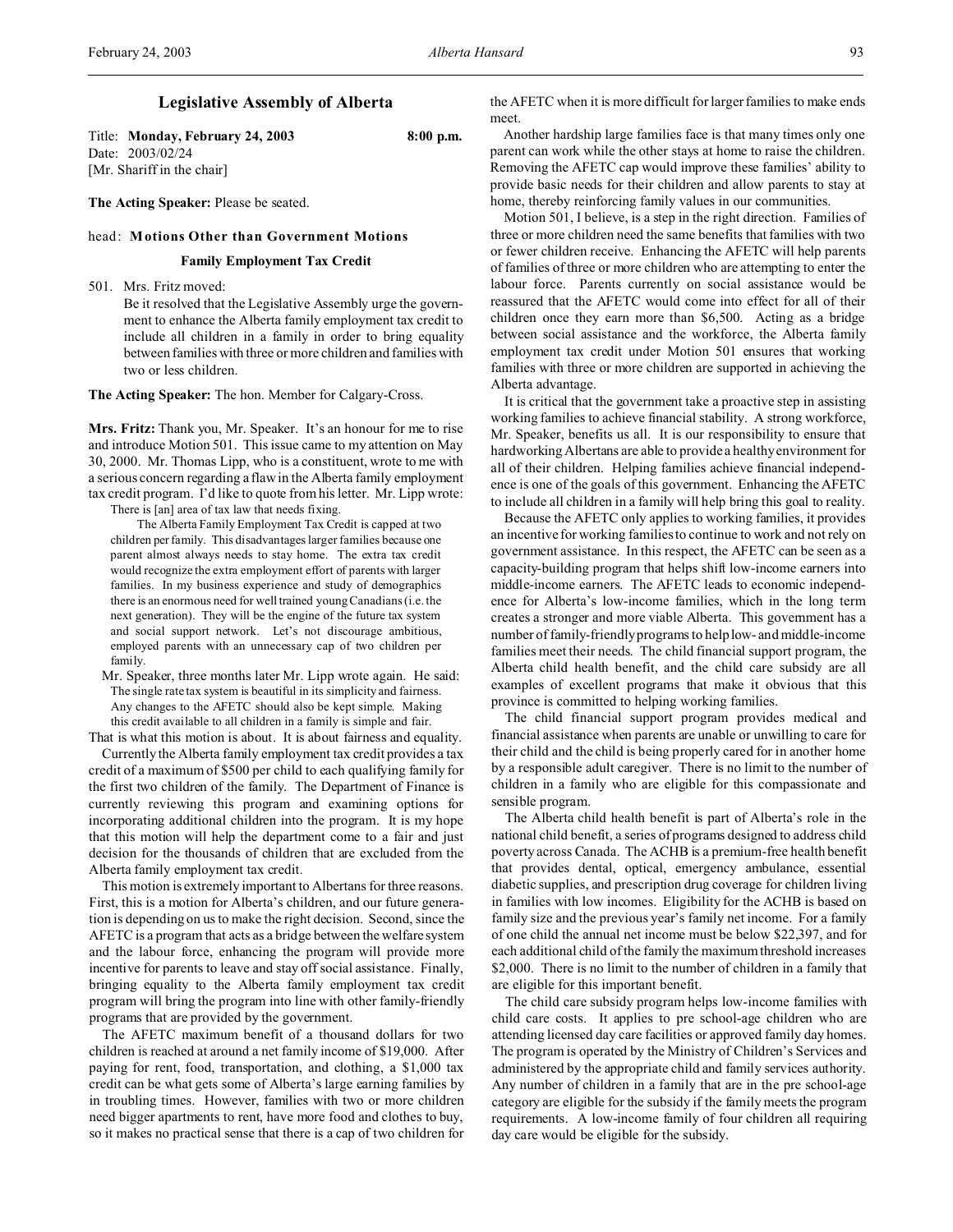# Legislative Assembly of Alberta

Title: **Monday, February 24, 2003** **8:00 p.m.**
Date: 2003/02/24
[Mr. Shariff in the chair]

**The Acting Speaker:** Please be seated.

head: **Motions Other than Government Motions**

### Family Employment Tax Credit

501. Mrs. Fritz moved:

Be it resolved that the Legislative Assembly urge the government to enhance the Alberta family employment tax credit to include all children in a family in order to bring equality between families with three or more children and families with two or less children.

**The Acting Speaker:** The hon. Member for Calgary-Cross.

**Mrs. Fritz:** Thank you, Mr. Speaker. It's an honour for me to rise and introduce Motion 501. This issue came to my attention on May 30, 2000. Mr. Thomas Lipp, who is a constituent, wrote to me with a serious concern regarding a flaw in the Alberta family employment tax credit program. I'd like to quote from his letter. Mr. Lipp wrote:

> There is [an] area of tax law that needs fixing.
>
> The Alberta Family Employment Tax Credit is capped at two children per family. This disadvantages larger families because one parent almost always needs to stay home. The extra tax credit would recognize the extra employment effort of parents with larger families. In my business experience and study of demographics there is an enormous need for well trained young Canadians (i.e. the next generation). They will be the engine of the future tax system and social support network. Let's not discourage ambitious, employed parents with an unnecessary cap of two children per family.

Mr. Speaker, three months later Mr. Lipp wrote again. He said:

> The single rate tax system is beautiful in its simplicity and fairness. Any changes to the AFETC should also be kept simple. Making this credit available to all children in a family is simple and fair.

That is what this motion is about. It is about fairness and equality.

Currently the Alberta family employment tax credit provides a tax credit of a maximum of $500 per child to each qualifying family for the first two children of the family. The Department of Finance is currently reviewing this program and examining options for incorporating additional children into the program. It is my hope that this motion will help the department come to a fair and just decision for the thousands of children that are excluded from the Alberta family employment tax credit.

This motion is extremely important to Albertans for three reasons. First, this is a motion for Alberta's children, and our future generation is depending on us to make the right decision. Second, since the AFETC is a program that acts as a bridge between the welfare system and the labour force, enhancing the program will provide more incentive for parents to leave and stay off social assistance. Finally, bringing equality to the Alberta family employment tax credit program will bring the program into line with other family-friendly programs that are provided by the government.

The AFETC maximum benefit of a thousand dollars for two children is reached at around a net family income of $19,000. After paying for rent, food, transportation, and clothing, a $1,000 tax credit can be what gets some of Alberta's large earning families by in troubling times. However, families with two or more children need bigger apartments to rent, have more food and clothes to buy, so it makes no practical sense that there is a cap of two children for the AFETC when it is more difficult for larger families to make ends meet.

Another hardship large families face is that many times only one parent can work while the other stays at home to raise the children. Removing the AFETC cap would improve these families' ability to provide basic needs for their children and allow parents to stay at home, thereby reinforcing family values in our communities.

Motion 501, I believe, is a step in the right direction. Families of three or more children need the same benefits that families with two or fewer children receive. Enhancing the AFETC will help parents of families of three or more children who are attempting to enter the labour force. Parents currently on social assistance would be reassured that the AFETC would come into effect for all of their children once they earn more than $6,500. Acting as a bridge between social assistance and the workforce, the Alberta family employment tax credit under Motion 501 ensures that working families with three or more children are supported in achieving the Alberta advantage.

It is critical that the government take a proactive step in assisting working families to achieve financial stability. A strong workforce, Mr. Speaker, benefits us all. It is our responsibility to ensure that hardworking Albertans are able to provide a healthy environment for all of their children. Helping families achieve financial independence is one of the goals of this government. Enhancing the AFETC to include all children in a family will help bring this goal to reality.

Because the AFETC only applies to working families, it provides an incentive for working families to continue to work and not rely on government assistance. In this respect, the AFETC can be seen as a capacity-building program that helps shift low-income earners into middle-income earners. The AFETC leads to economic independence for Alberta's low-income families, which in the long term creates a stronger and more viable Alberta. This government has a number of family-friendly programs to help low- and middle-income families meet their needs. The child financial support program, the Alberta child health benefit, and the child care subsidy are all examples of excellent programs that make it obvious that this province is committed to helping working families.

The child financial support program provides medical and financial assistance when parents are unable or unwilling to care for their child and the child is being properly cared for in another home by a responsible adult caregiver. There is no limit to the number of children in a family who are eligible for this compassionate and sensible program.

The Alberta child health benefit is part of Alberta's role in the national child benefit, a series of programs designed to address child poverty across Canada. The ACHB is a premium-free health benefit that provides dental, optical, emergency ambulance, essential diabetic supplies, and prescription drug coverage for children living in families with low incomes. Eligibility for the ACHB is based on family size and the previous year's family net income. For a family of one child the annual net income must be below $22,397, and for each additional child of the family the maximum threshold increases $2,000. There is no limit to the number of children in a family that are eligible for this important benefit.

The child care subsidy program helps low-income families with child care costs. It applies to pre school-age children who are attending licensed day care facilities or approved family day homes. The program is operated by the Ministry of Children's Services and administered by the appropriate child and family services authority. Any number of children in a family that are in the pre school-age category are eligible for the subsidy if the family meets the program requirements. A low-income family of four children all requiring day care would be eligible for the subsidy.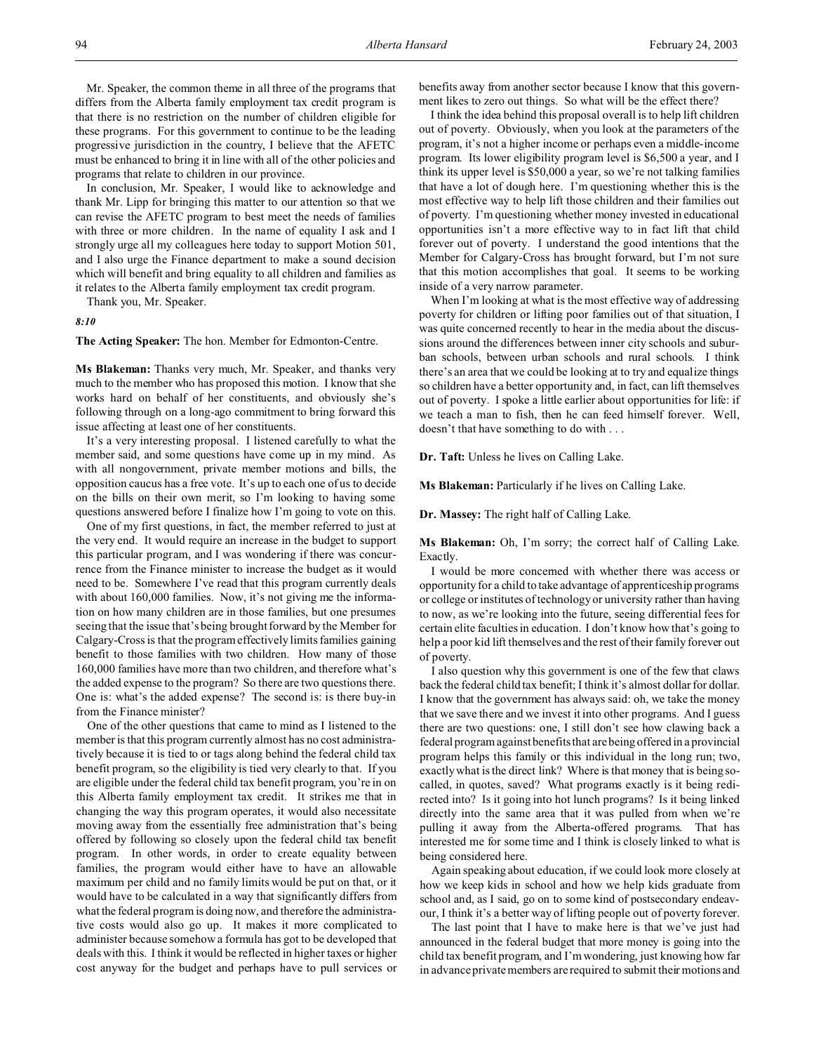Mr. Speaker, the common theme in all three of the programs that differs from the Alberta family employment tax credit program is that there is no restriction on the number of children eligible for these programs. For this government to continue to be the leading progressive jurisdiction in the country, I believe that the AFETC must be enhanced to bring it in line with all of the other policies and programs that relate to children in our province.

In conclusion, Mr. Speaker, I would like to acknowledge and thank Mr. Lipp for bringing this matter to our attention so that we can revise the AFETC program to best meet the needs of families with three or more children. In the name of equality I ask and I strongly urge all my colleagues here today to support Motion 501, and I also urge the Finance department to make a sound decision which will benefit and bring equality to all children and families as it relates to the Alberta family employment tax credit program.

Thank you, Mr. Speaker.

*8:10*

**The Acting Speaker:** The hon. Member for Edmonton-Centre.

**Ms Blakeman:** Thanks very much, Mr. Speaker, and thanks very much to the member who has proposed this motion. I know that she works hard on behalf of her constituents, and obviously she's following through on a long-ago commitment to bring forward this issue affecting at least one of her constituents.

It's a very interesting proposal. I listened carefully to what the member said, and some questions have come up in my mind. As with all nongovernment, private member motions and bills, the opposition caucus has a free vote. It's up to each one of us to decide on the bills on their own merit, so I'm looking to having some questions answered before I finalize how I'm going to vote on this.

One of my first questions, in fact, the member referred to just at the very end. It would require an increase in the budget to support this particular program, and I was wondering if there was concurrence from the Finance minister to increase the budget as it would need to be. Somewhere I've read that this program currently deals with about 160,000 families. Now, it's not giving me the information on how many children are in those families, but one presumes seeing that the issue that's being brought forward by the Member for Calgary-Cross is that the program effectively limits families gaining benefit to those families with two children. How many of those 160,000 families have more than two children, and therefore what's the added expense to the program? So there are two questions there. One is: what's the added expense? The second is: is there buy-in from the Finance minister?

One of the other questions that came to mind as I listened to the member is that this program currently almost has no cost administratively because it is tied to or tags along behind the federal child tax benefit program, so the eligibility is tied very clearly to that. If you are eligible under the federal child tax benefit program, you're in on this Alberta family employment tax credit. It strikes me that in changing the way this program operates, it would also necessitate moving away from the essentially free administration that's being offered by following so closely upon the federal child tax benefit program. In other words, in order to create equality between families, the program would either have to have an allowable maximum per child and no family limits would be put on that, or it would have to be calculated in a way that significantly differs from what the federal program is doing now, and therefore the administrative costs would also go up. It makes it more complicated to administer because somehow a formula has got to be developed that deals with this. I think it would be reflected in higher taxes or higher cost anyway for the budget and perhaps have to pull services or benefits away from another sector because I know that this government likes to zero out things. So what will be the effect there?

I think the idea behind this proposal overall is to help lift children out of poverty. Obviously, when you look at the parameters of the program, it's not a higher income or perhaps even a middle-income program. Its lower eligibility program level is $6,500 a year, and I think its upper level is $50,000 a year, so we're not talking families that have a lot of dough here. I'm questioning whether this is the most effective way to help lift those children and their families out of poverty. I'm questioning whether money invested in educational opportunities isn't a more effective way to in fact lift that child forever out of poverty. I understand the good intentions that the Member for Calgary-Cross has brought forward, but I'm not sure that this motion accomplishes that goal. It seems to be working inside of a very narrow parameter.

When I'm looking at what is the most effective way of addressing poverty for children or lifting poor families out of that situation, I was quite concerned recently to hear in the media about the discussions around the differences between inner city schools and suburban schools, between urban schools and rural schools. I think there's an area that we could be looking at to try and equalize things so children have a better opportunity and, in fact, can lift themselves out of poverty. I spoke a little earlier about opportunities for life: if we teach a man to fish, then he can feed himself forever. Well, doesn't that have something to do with . . .

**Dr. Taft:** Unless he lives on Calling Lake.

**Ms Blakeman:** Particularly if he lives on Calling Lake.

**Dr. Massey:** The right half of Calling Lake.

**Ms Blakeman:** Oh, I'm sorry; the correct half of Calling Lake. Exactly.

I would be more concerned with whether there was access or opportunity for a child to take advantage of apprenticeship programs or college or institutes of technology or university rather than having to now, as we're looking into the future, seeing differential fees for certain elite faculties in education. I don't know how that's going to help a poor kid lift themselves and the rest of their family forever out of poverty.

I also question why this government is one of the few that claws back the federal child tax benefit; I think it's almost dollar for dollar. I know that the government has always said: oh, we take the money that we save there and we invest it into other programs. And I guess there are two questions: one, I still don't see how clawing back a federal program against benefits that are being offered in a provincial program helps this family or this individual in the long run; two, exactly what is the direct link? Where is that money that is being so-called, in quotes, saved? What programs exactly is it being redirected into? Is it going into hot lunch programs? Is it being linked directly into the same area that it was pulled from when we're pulling it away from the Alberta-offered programs. That has interested me for some time and I think is closely linked to what is being considered here.

Again speaking about education, if we could look more closely at how we keep kids in school and how we help kids graduate from school and, as I said, go on to some kind of postsecondary endeavour, I think it's a better way of lifting people out of poverty forever.

The last point that I have to make here is that we've just had announced in the federal budget that more money is going into the child tax benefit program, and I'm wondering, just knowing how far in advance private members are required to submit their motions and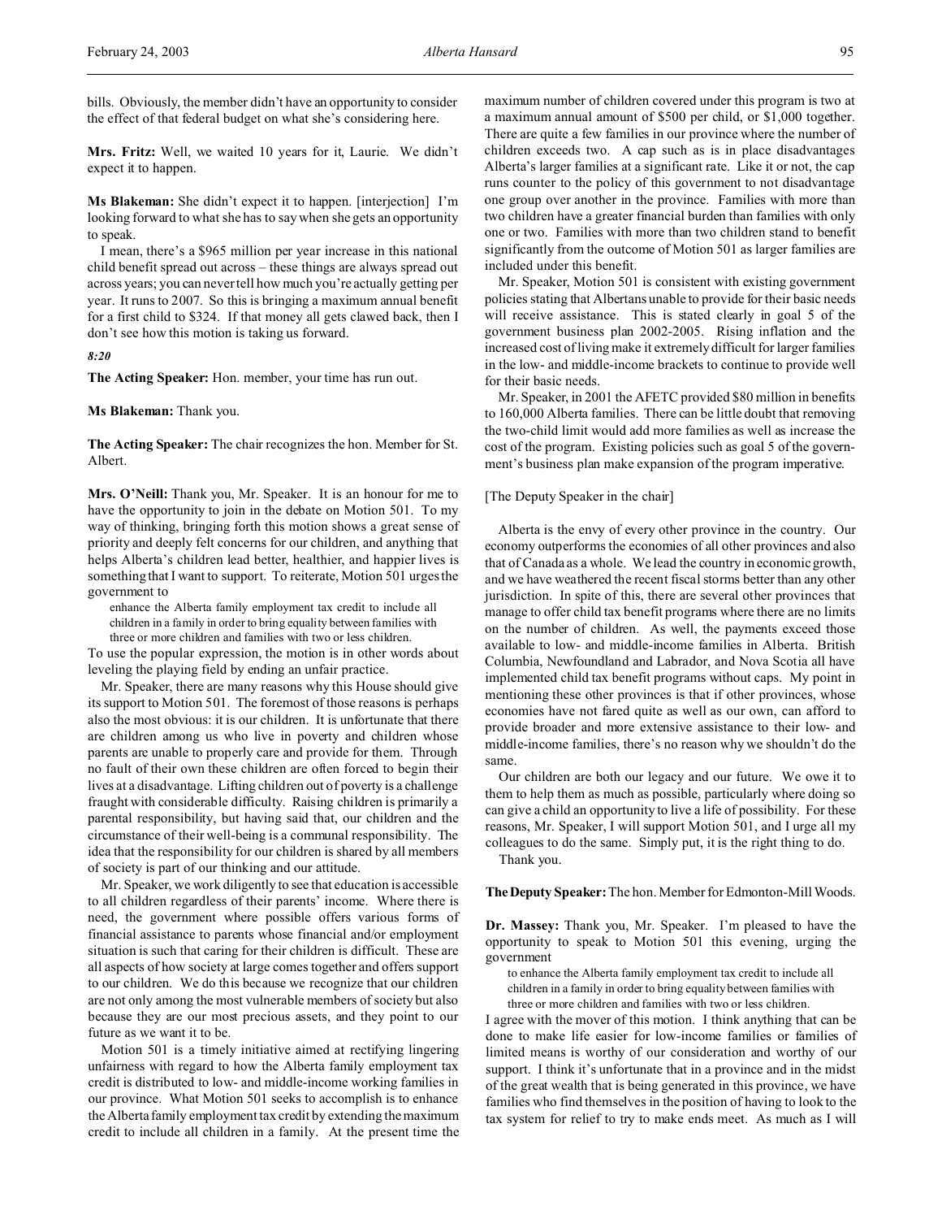bills. Obviously, the member didn't have an opportunity to consider the effect of that federal budget on what she's considering here.

**Mrs. Fritz:** Well, we waited 10 years for it, Laurie. We didn't expect it to happen.

**Ms Blakeman:** She didn't expect it to happen. [interjection] I'm looking forward to what she has to say when she gets an opportunity to speak.

I mean, there's a $965 million per year increase in this national child benefit spread out across – these things are always spread out across years; you can never tell how much you're actually getting per year. It runs to 2007. So this is bringing a maximum annual benefit for a first child to $324. If that money all gets clawed back, then I don't see how this motion is taking us forward.

*8:20*

**The Acting Speaker:** Hon. member, your time has run out.

**Ms Blakeman:** Thank you.

**The Acting Speaker:** The chair recognizes the hon. Member for St. Albert.

**Mrs. O'Neill:** Thank you, Mr. Speaker. It is an honour for me to have the opportunity to join in the debate on Motion 501. To my way of thinking, bringing forth this motion shows a great sense of priority and deeply felt concerns for our children, and anything that helps Alberta's children lead better, healthier, and happier lives is something that I want to support. To reiterate, Motion 501 urges the government to

> enhance the Alberta family employment tax credit to include all children in a family in order to bring equality between families with three or more children and families with two or less children.

To use the popular expression, the motion is in other words about leveling the playing field by ending an unfair practice.

Mr. Speaker, there are many reasons why this House should give its support to Motion 501. The foremost of those reasons is perhaps also the most obvious: it is our children. It is unfortunate that there are children among us who live in poverty and children whose parents are unable to properly care and provide for them. Through no fault of their own these children are often forced to begin their lives at a disadvantage. Lifting children out of poverty is a challenge fraught with considerable difficulty. Raising children is primarily a parental responsibility, but having said that, our children and the circumstance of their well-being is a communal responsibility. The idea that the responsibility for our children is shared by all members of society is part of our thinking and our attitude.

Mr. Speaker, we work diligently to see that education is accessible to all children regardless of their parents' income. Where there is need, the government where possible offers various forms of financial assistance to parents whose financial and/or employment situation is such that caring for their children is difficult. These are all aspects of how society at large comes together and offers support to our children. We do this because we recognize that our children are not only among the most vulnerable members of society but also because they are our most precious assets, and they point to our future as we want it to be.

Motion 501 is a timely initiative aimed at rectifying lingering unfairness with regard to how the Alberta family employment tax credit is distributed to low- and middle-income working families in our province. What Motion 501 seeks to accomplish is to enhance the Alberta family employment tax credit by extending the maximum credit to include all children in a family. At the present time the maximum number of children covered under this program is two at a maximum annual amount of $500 per child, or $1,000 together. There are quite a few families in our province where the number of children exceeds two. A cap such as is in place disadvantages Alberta's larger families at a significant rate. Like it or not, the cap runs counter to the policy of this government to not disadvantage one group over another in the province. Families with more than two children have a greater financial burden than families with only one or two. Families with more than two children stand to benefit significantly from the outcome of Motion 501 as larger families are included under this benefit.

Mr. Speaker, Motion 501 is consistent with existing government policies stating that Albertans unable to provide for their basic needs will receive assistance. This is stated clearly in goal 5 of the government business plan 2002-2005. Rising inflation and the increased cost of living make it extremely difficult for larger families in the low- and middle-income brackets to continue to provide well for their basic needs.

Mr. Speaker, in 2001 the AFETC provided $80 million in benefits to 160,000 Alberta families. There can be little doubt that removing the two-child limit would add more families as well as increase the cost of the program. Existing policies such as goal 5 of the government's business plan make expansion of the program imperative.

[The Deputy Speaker in the chair]

Alberta is the envy of every other province in the country. Our economy outperforms the economies of all other provinces and also that of Canada as a whole. We lead the country in economic growth, and we have weathered the recent fiscal storms better than any other jurisdiction. In spite of this, there are several other provinces that manage to offer child tax benefit programs where there are no limits on the number of children. As well, the payments exceed those available to low- and middle-income families in Alberta. British Columbia, Newfoundland and Labrador, and Nova Scotia all have implemented child tax benefit programs without caps. My point in mentioning these other provinces is that if other provinces, whose economies have not fared quite as well as our own, can afford to provide broader and more extensive assistance to their low- and middle-income families, there's no reason why we shouldn't do the same.

Our children are both our legacy and our future. We owe it to them to help them as much as possible, particularly where doing so can give a child an opportunity to live a life of possibility. For these reasons, Mr. Speaker, I will support Motion 501, and I urge all my colleagues to do the same. Simply put, it is the right thing to do.

Thank you.

**The Deputy Speaker:** The hon. Member for Edmonton-Mill Woods.

**Dr. Massey:** Thank you, Mr. Speaker. I'm pleased to have the opportunity to speak to Motion 501 this evening, urging the government

> to enhance the Alberta family employment tax credit to include all children in a family in order to bring equality between families with three or more children and families with two or less children.

I agree with the mover of this motion. I think anything that can be done to make life easier for low-income families or families of limited means is worthy of our consideration and worthy of our support. I think it's unfortunate that in a province and in the midst of the great wealth that is being generated in this province, we have families who find themselves in the position of having to look to the tax system for relief to try to make ends meet. As much as I will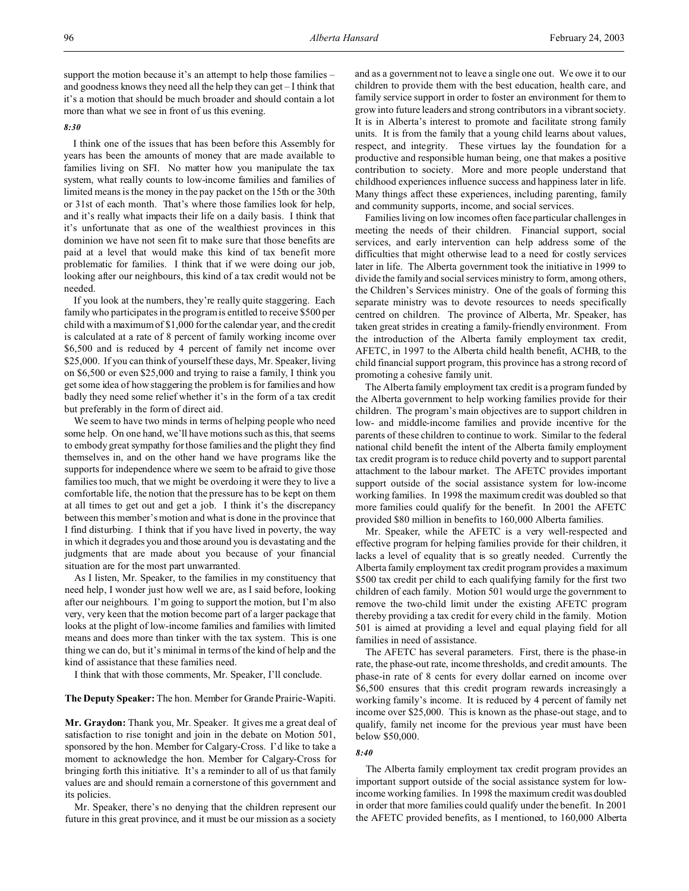support the motion because it's an attempt to help those families – and goodness knows they need all the help they can get – I think that it's a motion that should be much broader and should contain a lot more than what we see in front of us this evening.

*8:30*

I think one of the issues that has been before this Assembly for years has been the amounts of money that are made available to families living on SFI. No matter how you manipulate the tax system, what really counts to low-income families and families of limited means is the money in the pay packet on the 15th or the 30th or 31st of each month. That's where those families look for help, and it's really what impacts their life on a daily basis. I think that it's unfortunate that as one of the wealthiest provinces in this dominion we have not seen fit to make sure that those benefits are paid at a level that would make this kind of tax benefit more problematic for families. I think that if we were doing our job, looking after our neighbours, this kind of a tax credit would not be needed.

If you look at the numbers, they're really quite staggering. Each family who participates in the program is entitled to receive $500 per child with a maximum of $1,000 for the calendar year, and the credit is calculated at a rate of 8 percent of family working income over $6,500 and is reduced by 4 percent of family net income over $25,000. If you can think of yourself these days, Mr. Speaker, living on $6,500 or even $25,000 and trying to raise a family, I think you get some idea of how staggering the problem is for families and how badly they need some relief whether it's in the form of a tax credit but preferably in the form of direct aid.

We seem to have two minds in terms of helping people who need some help. On one hand, we'll have motions such as this, that seems to embody great sympathy for those families and the plight they find themselves in, and on the other hand we have programs like the supports for independence where we seem to be afraid to give those families too much, that we might be overdoing it were they to live a comfortable life, the notion that the pressure has to be kept on them at all times to get out and get a job. I think it's the discrepancy between this member's motion and what is done in the province that I find disturbing. I think that if you have lived in poverty, the way in which it degrades you and those around you is devastating and the judgments that are made about you because of your financial situation are for the most part unwarranted.

As I listen, Mr. Speaker, to the families in my constituency that need help, I wonder just how well we are, as I said before, looking after our neighbours. I'm going to support the motion, but I'm also very, very keen that the motion become part of a larger package that looks at the plight of low-income families and families with limited means and does more than tinker with the tax system. This is one thing we can do, but it's minimal in terms of the kind of help and the kind of assistance that these families need.

I think that with those comments, Mr. Speaker, I'll conclude.

**The Deputy Speaker:** The hon. Member for Grande Prairie-Wapiti.

**Mr. Graydon:** Thank you, Mr. Speaker. It gives me a great deal of satisfaction to rise tonight and join in the debate on Motion 501, sponsored by the hon. Member for Calgary-Cross. I'd like to take a moment to acknowledge the hon. Member for Calgary-Cross for bringing forth this initiative. It's a reminder to all of us that family values are and should remain a cornerstone of this government and its policies.

Mr. Speaker, there's no denying that the children represent our future in this great province, and it must be our mission as a society and as a government not to leave a single one out. We owe it to our children to provide them with the best education, health care, and family service support in order to foster an environment for them to grow into future leaders and strong contributors in a vibrant society. It is in Alberta's interest to promote and facilitate strong family units. It is from the family that a young child learns about values, respect, and integrity. These virtues lay the foundation for a productive and responsible human being, one that makes a positive contribution to society. More and more people understand that childhood experiences influence success and happiness later in life. Many things affect these experiences, including parenting, family and community supports, income, and social services.

Families living on low incomes often face particular challenges in meeting the needs of their children. Financial support, social services, and early intervention can help address some of the difficulties that might otherwise lead to a need for costly services later in life. The Alberta government took the initiative in 1999 to divide the family and social services ministry to form, among others, the Children's Services ministry. One of the goals of forming this separate ministry was to devote resources to needs specifically centred on children. The province of Alberta, Mr. Speaker, has taken great strides in creating a family-friendly environment. From the introduction of the Alberta family employment tax credit, AFETC, in 1997 to the Alberta child health benefit, ACHB, to the child financial support program, this province has a strong record of promoting a cohesive family unit.

The Alberta family employment tax credit is a program funded by the Alberta government to help working families provide for their children. The program's main objectives are to support children in low- and middle-income families and provide incentive for the parents of these children to continue to work. Similar to the federal national child benefit the intent of the Alberta family employment tax credit program is to reduce child poverty and to support parental attachment to the labour market. The AFETC provides important support outside of the social assistance system for low-income working families. In 1998 the maximum credit was doubled so that more families could qualify for the benefit. In 2001 the AFETC provided $80 million in benefits to 160,000 Alberta families.

Mr. Speaker, while the AFETC is a very well-respected and effective program for helping families provide for their children, it lacks a level of equality that is so greatly needed. Currently the Alberta family employment tax credit program provides a maximum $500 tax credit per child to each qualifying family for the first two children of each family. Motion 501 would urge the government to remove the two-child limit under the existing AFETC program thereby providing a tax credit for every child in the family. Motion 501 is aimed at providing a level and equal playing field for all families in need of assistance.

The AFETC has several parameters. First, there is the phase-in rate, the phase-out rate, income thresholds, and credit amounts. The phase-in rate of 8 cents for every dollar earned on income over $6,500 ensures that this credit program rewards increasingly a working family's income. It is reduced by 4 percent of family net income over $25,000. This is known as the phase-out stage, and to qualify, family net income for the previous year must have been below $50,000.

*8:40*

The Alberta family employment tax credit program provides an important support outside of the social assistance system for low-income working families. In 1998 the maximum credit was doubled in order that more families could qualify under the benefit. In 2001 the AFETC provided benefits, as I mentioned, to 160,000 Alberta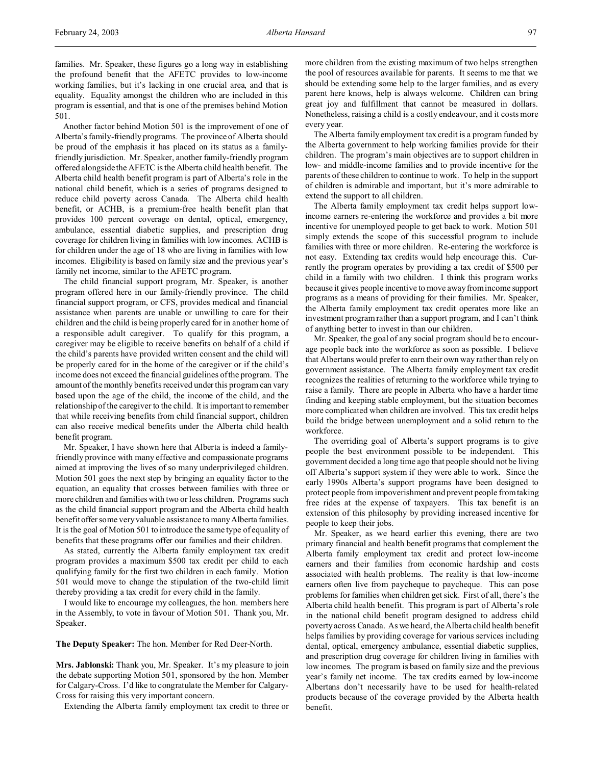families. Mr. Speaker, these figures go a long way in establishing the profound benefit that the AFETC provides to low-income working families, but it's lacking in one crucial area, and that is equality. Equality amongst the children who are included in this program is essential, and that is one of the premises behind Motion 501.

Another factor behind Motion 501 is the improvement of one of Alberta's family-friendly programs. The province of Alberta should be proud of the emphasis it has placed on its status as a family-friendly jurisdiction. Mr. Speaker, another family-friendly program offered alongside the AFETC is the Alberta child health benefit. The Alberta child health benefit program is part of Alberta's role in the national child benefit, which is a series of programs designed to reduce child poverty across Canada. The Alberta child health benefit, or ACHB, is a premium-free health benefit plan that provides 100 percent coverage on dental, optical, emergency, ambulance, essential diabetic supplies, and prescription drug coverage for children living in families with low incomes. ACHB is for children under the age of 18 who are living in families with low incomes. Eligibility is based on family size and the previous year's family net income, similar to the AFETC program.

The child financial support program, Mr. Speaker, is another program offered here in our family-friendly province. The child financial support program, or CFS, provides medical and financial assistance when parents are unable or unwilling to care for their children and the child is being properly cared for in another home of a responsible adult caregiver. To qualify for this program, a caregiver may be eligible to receive benefits on behalf of a child if the child's parents have provided written consent and the child will be properly cared for in the home of the caregiver or if the child's income does not exceed the financial guidelines of the program. The amount of the monthly benefits received under this program can vary based upon the age of the child, the income of the child, and the relationship of the caregiver to the child. It is important to remember that while receiving benefits from child financial support, children can also receive medical benefits under the Alberta child health benefit program.

Mr. Speaker, I have shown here that Alberta is indeed a family-friendly province with many effective and compassionate programs aimed at improving the lives of so many underprivileged children. Motion 501 goes the next step by bringing an equality factor to the equation, an equality that crosses between families with three or more children and families with two or less children. Programs such as the child financial support program and the Alberta child health benefit offer some very valuable assistance to many Alberta families. It is the goal of Motion 501 to introduce the same type of equality of benefits that these programs offer our families and their children.

As stated, currently the Alberta family employment tax credit program provides a maximum $500 tax credit per child to each qualifying family for the first two children in each family. Motion 501 would move to change the stipulation of the two-child limit thereby providing a tax credit for every child in the family.

I would like to encourage my colleagues, the hon. members here in the Assembly, to vote in favour of Motion 501. Thank you, Mr. Speaker.

**The Deputy Speaker:** The hon. Member for Red Deer-North.

**Mrs. Jablonski:** Thank you, Mr. Speaker. It's my pleasure to join the debate supporting Motion 501, sponsored by the hon. Member for Calgary-Cross. I'd like to congratulate the Member for Calgary-Cross for raising this very important concern.

Extending the Alberta family employment tax credit to three or more children from the existing maximum of two helps strengthen the pool of resources available for parents. It seems to me that we should be extending some help to the larger families, and as every parent here knows, help is always welcome. Children can bring great joy and fulfillment that cannot be measured in dollars. Nonetheless, raising a child is a costly endeavour, and it costs more every year.

The Alberta family employment tax credit is a program funded by the Alberta government to help working families provide for their children. The program's main objectives are to support children in low- and middle-income families and to provide incentive for the parents of these children to continue to work. To help in the support of children is admirable and important, but it's more admirable to extend the support to all children.

The Alberta family employment tax credit helps support low-income earners re-entering the workforce and provides a bit more incentive for unemployed people to get back to work. Motion 501 simply extends the scope of this successful program to include families with three or more children. Re-entering the workforce is not easy. Extending tax credits would help encourage this. Currently the program operates by providing a tax credit of $500 per child in a family with two children. I think this program works because it gives people incentive to move away from income support programs as a means of providing for their families. Mr. Speaker, the Alberta family employment tax credit operates more like an investment program rather than a support program, and I can't think of anything better to invest in than our children.

Mr. Speaker, the goal of any social program should be to encourage people back into the workforce as soon as possible. I believe that Albertans would prefer to earn their own way rather than rely on government assistance. The Alberta family employment tax credit recognizes the realities of returning to the workforce while trying to raise a family. There are people in Alberta who have a harder time finding and keeping stable employment, but the situation becomes more complicated when children are involved. This tax credit helps build the bridge between unemployment and a solid return to the workforce.

The overriding goal of Alberta's support programs is to give people the best environment possible to be independent. This government decided a long time ago that people should not be living off Alberta's support system if they were able to work. Since the early 1990s Alberta's support programs have been designed to protect people from impoverishment and prevent people from taking free rides at the expense of taxpayers. This tax benefit is an extension of this philosophy by providing increased incentive for people to keep their jobs.

Mr. Speaker, as we heard earlier this evening, there are two primary financial and health benefit programs that complement the Alberta family employment tax credit and protect low-income earners and their families from economic hardship and costs associated with health problems. The reality is that low-income earners often live from paycheque to paycheque. This can pose problems for families when children get sick. First of all, there's the Alberta child health benefit. This program is part of Alberta's role in the national child benefit program designed to address child poverty across Canada. As we heard, the Alberta child health benefit helps families by providing coverage for various services including dental, optical, emergency ambulance, essential diabetic supplies, and prescription drug coverage for children living in families with low incomes. The program is based on family size and the previous year's family net income. The tax credits earned by low-income Albertans don't necessarily have to be used for health-related products because of the coverage provided by the Alberta health benefit.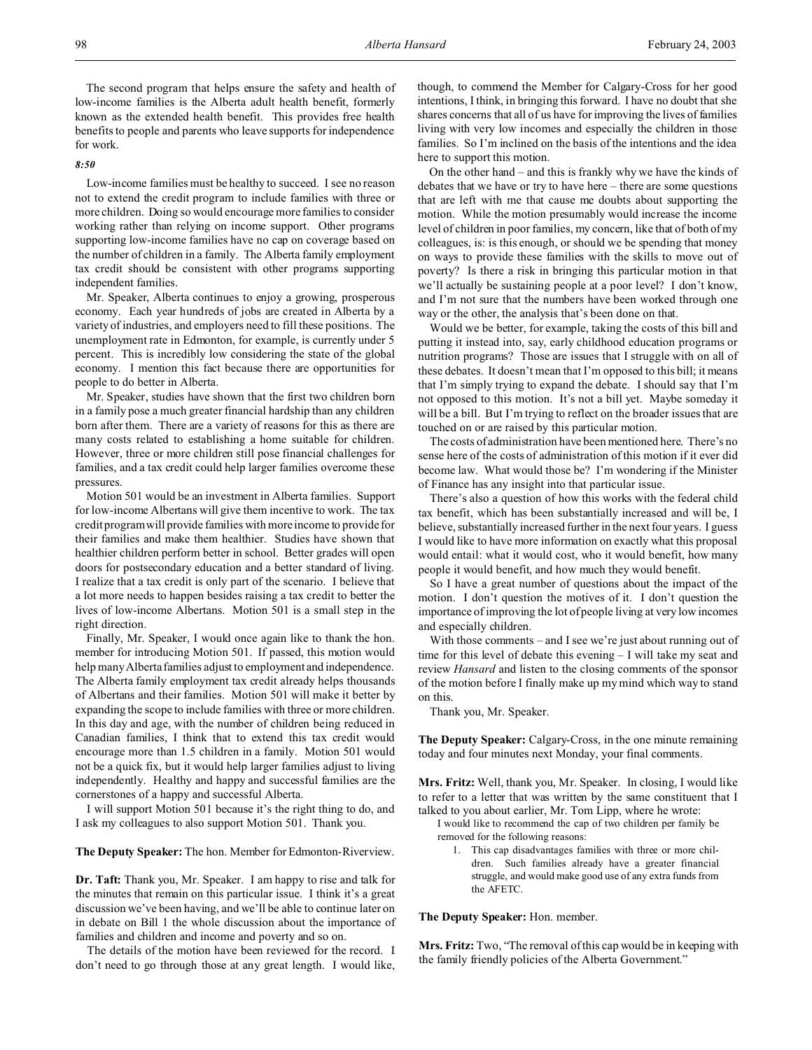The second program that helps ensure the safety and health of low-income families is the Alberta adult health benefit, formerly known as the extended health benefit. This provides free health benefits to people and parents who leave supports for independence for work.

*8:50*

Low-income families must be healthy to succeed. I see no reason not to extend the credit program to include families with three or more children. Doing so would encourage more families to consider working rather than relying on income support. Other programs supporting low-income families have no cap on coverage based on the number of children in a family. The Alberta family employment tax credit should be consistent with other programs supporting independent families.

Mr. Speaker, Alberta continues to enjoy a growing, prosperous economy. Each year hundreds of jobs are created in Alberta by a variety of industries, and employers need to fill these positions. The unemployment rate in Edmonton, for example, is currently under 5 percent. This is incredibly low considering the state of the global economy. I mention this fact because there are opportunities for people to do better in Alberta.

Mr. Speaker, studies have shown that the first two children born in a family pose a much greater financial hardship than any children born after them. There are a variety of reasons for this as there are many costs related to establishing a home suitable for children. However, three or more children still pose financial challenges for families, and a tax credit could help larger families overcome these pressures.

Motion 501 would be an investment in Alberta families. Support for low-income Albertans will give them incentive to work. The tax credit program will provide families with more income to provide for their families and make them healthier. Studies have shown that healthier children perform better in school. Better grades will open doors for postsecondary education and a better standard of living. I realize that a tax credit is only part of the scenario. I believe that a lot more needs to happen besides raising a tax credit to better the lives of low-income Albertans. Motion 501 is a small step in the right direction.

Finally, Mr. Speaker, I would once again like to thank the hon. member for introducing Motion 501. If passed, this motion would help many Alberta families adjust to employment and independence. The Alberta family employment tax credit already helps thousands of Albertans and their families. Motion 501 will make it better by expanding the scope to include families with three or more children. In this day and age, with the number of children being reduced in Canadian families, I think that to extend this tax credit would encourage more than 1.5 children in a family. Motion 501 would not be a quick fix, but it would help larger families adjust to living independently. Healthy and happy and successful families are the cornerstones of a happy and successful Alberta.

I will support Motion 501 because it's the right thing to do, and I ask my colleagues to also support Motion 501. Thank you.

**The Deputy Speaker:** The hon. Member for Edmonton-Riverview.

**Dr. Taft:** Thank you, Mr. Speaker. I am happy to rise and talk for the minutes that remain on this particular issue. I think it's a great discussion we've been having, and we'll be able to continue later on in debate on Bill 1 the whole discussion about the importance of families and children and income and poverty and so on.

The details of the motion have been reviewed for the record. I don't need to go through those at any great length. I would like, though, to commend the Member for Calgary-Cross for her good intentions, I think, in bringing this forward. I have no doubt that she shares concerns that all of us have for improving the lives of families living with very low incomes and especially the children in those families. So I'm inclined on the basis of the intentions and the idea here to support this motion.

On the other hand – and this is frankly why we have the kinds of debates that we have or try to have here – there are some questions that are left with me that cause me doubts about supporting the motion. While the motion presumably would increase the income level of children in poor families, my concern, like that of both of my colleagues, is: is this enough, or should we be spending that money on ways to provide these families with the skills to move out of poverty? Is there a risk in bringing this particular motion in that we'll actually be sustaining people at a poor level? I don't know, and I'm not sure that the numbers have been worked through one way or the other, the analysis that's been done on that.

Would we be better, for example, taking the costs of this bill and putting it instead into, say, early childhood education programs or nutrition programs? Those are issues that I struggle with on all of these debates. It doesn't mean that I'm opposed to this bill; it means that I'm simply trying to expand the debate. I should say that I'm not opposed to this motion. It's not a bill yet. Maybe someday it will be a bill. But I'm trying to reflect on the broader issues that are touched on or are raised by this particular motion.

The costs of administration have been mentioned here. There's no sense here of the costs of administration of this motion if it ever did become law. What would those be? I'm wondering if the Minister of Finance has any insight into that particular issue.

There's also a question of how this works with the federal child tax benefit, which has been substantially increased and will be, I believe, substantially increased further in the next four years. I guess I would like to have more information on exactly what this proposal would entail: what it would cost, who it would benefit, how many people it would benefit, and how much they would benefit.

So I have a great number of questions about the impact of the motion. I don't question the motives of it. I don't question the importance of improving the lot of people living at very low incomes and especially children.

With those comments – and I see we're just about running out of time for this level of debate this evening – I will take my seat and review *Hansard* and listen to the closing comments of the sponsor of the motion before I finally make up my mind which way to stand on this.

Thank you, Mr. Speaker.

**The Deputy Speaker:** Calgary-Cross, in the one minute remaining today and four minutes next Monday, your final comments.

**Mrs. Fritz:** Well, thank you, Mr. Speaker. In closing, I would like to refer to a letter that was written by the same constituent that I talked to you about earlier, Mr. Tom Lipp, where he wrote:

> I would like to recommend the cap of two children per family be removed for the following reasons:
>
> 1. This cap disadvantages families with three or more children. Such families already have a greater financial struggle, and would make good use of any extra funds from the AFETC.

**The Deputy Speaker:** Hon. member.

**Mrs. Fritz:** Two, "The removal of this cap would be in keeping with the family friendly policies of the Alberta Government."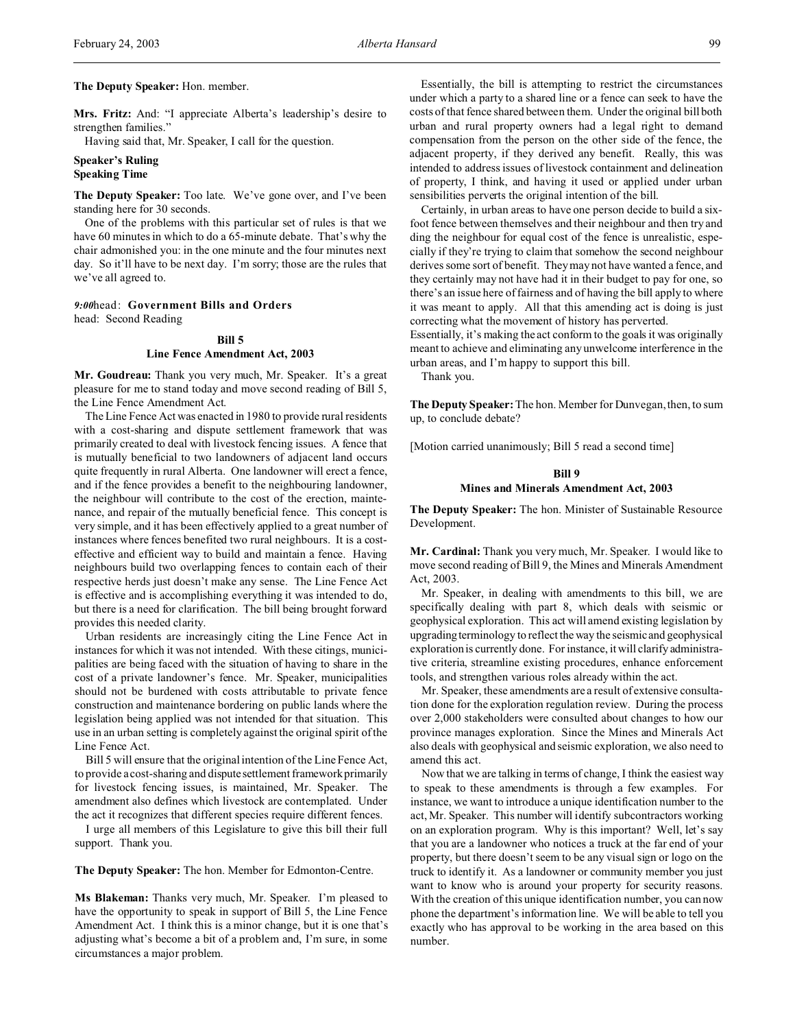**The Deputy Speaker:** Hon. member.

**Mrs. Fritz:** And: "I appreciate Alberta's leadership's desire to strengthen families."

Having said that, Mr. Speaker, I call for the question.

**Speaker's Ruling**
**Speaking Time**

**The Deputy Speaker:** Too late. We've gone over, and I've been standing here for 30 seconds.

One of the problems with this particular set of rules is that we have 60 minutes in which to do a 65-minute debate. That's why the chair admonished you: in the one minute and the four minutes next day. So it'll have to be next day. I'm sorry; those are the rules that we've all agreed to.

*9:00*head: **Government Bills and Orders**
head: Second Reading

**Bill 5**
**Line Fence Amendment Act, 2003**

**Mr. Goudreau:** Thank you very much, Mr. Speaker. It's a great pleasure for me to stand today and move second reading of Bill 5, the Line Fence Amendment Act.

The Line Fence Act was enacted in 1980 to provide rural residents with a cost-sharing and dispute settlement framework that was primarily created to deal with livestock fencing issues. A fence that is mutually beneficial to two landowners of adjacent land occurs quite frequently in rural Alberta. One landowner will erect a fence, and if the fence provides a benefit to the neighbouring landowner, the neighbour will contribute to the cost of the erection, maintenance, and repair of the mutually beneficial fence. This concept is very simple, and it has been effectively applied to a great number of instances where fences benefited two rural neighbours. It is a cost-effective and efficient way to build and maintain a fence. Having neighbours build two overlapping fences to contain each of their respective herds just doesn't make any sense. The Line Fence Act is effective and is accomplishing everything it was intended to do, but there is a need for clarification. The bill being brought forward provides this needed clarity.

Urban residents are increasingly citing the Line Fence Act in instances for which it was not intended. With these citings, municipalities are being faced with the situation of having to share in the cost of a private landowner's fence. Mr. Speaker, municipalities should not be burdened with costs attributable to private fence construction and maintenance bordering on public lands where the legislation being applied was not intended for that situation. This use in an urban setting is completely against the original spirit of the Line Fence Act.

Bill 5 will ensure that the original intention of the Line Fence Act, to provide a cost-sharing and dispute settlement framework primarily for livestock fencing issues, is maintained, Mr. Speaker. The amendment also defines which livestock are contemplated. Under the act it recognizes that different species require different fences.

I urge all members of this Legislature to give this bill their full support. Thank you.

**The Deputy Speaker:** The hon. Member for Edmonton-Centre.

**Ms Blakeman:** Thanks very much, Mr. Speaker. I'm pleased to have the opportunity to speak in support of Bill 5, the Line Fence Amendment Act. I think this is a minor change, but it is one that's adjusting what's become a bit of a problem and, I'm sure, in some circumstances a major problem.

Essentially, the bill is attempting to restrict the circumstances under which a party to a shared line or a fence can seek to have the costs of that fence shared between them. Under the original bill both urban and rural property owners had a legal right to demand compensation from the person on the other side of the fence, the adjacent property, if they derived any benefit. Really, this was intended to address issues of livestock containment and delineation of property, I think, and having it used or applied under urban sensibilities perverts the original intention of the bill.

Certainly, in urban areas to have one person decide to build a six-foot fence between themselves and their neighbour and then try and ding the neighbour for equal cost of the fence is unrealistic, especially if they're trying to claim that somehow the second neighbour derives some sort of benefit. They may not have wanted a fence, and they certainly may not have had it in their budget to pay for one, so there's an issue here of fairness and of having the bill apply to where it was meant to apply. All that this amending act is doing is just correcting what the movement of history has perverted.

Essentially, it's making the act conform to the goals it was originally meant to achieve and eliminating any unwelcome interference in the urban areas, and I'm happy to support this bill.

Thank you.

**The Deputy Speaker:** The hon. Member for Dunvegan, then, to sum up, to conclude debate?

[Motion carried unanimously; Bill 5 read a second time]

**Bill 9**
**Mines and Minerals Amendment Act, 2003**

**The Deputy Speaker:** The hon. Minister of Sustainable Resource Development.

**Mr. Cardinal:** Thank you very much, Mr. Speaker. I would like to move second reading of Bill 9, the Mines and Minerals Amendment Act, 2003.

Mr. Speaker, in dealing with amendments to this bill, we are specifically dealing with part 8, which deals with seismic or geophysical exploration. This act will amend existing legislation by upgrading terminology to reflect the way the seismic and geophysical exploration is currently done. For instance, it will clarify administrative criteria, streamline existing procedures, enhance enforcement tools, and strengthen various roles already within the act.

Mr. Speaker, these amendments are a result of extensive consultation done for the exploration regulation review. During the process over 2,000 stakeholders were consulted about changes to how our province manages exploration. Since the Mines and Minerals Act also deals with geophysical and seismic exploration, we also need to amend this act.

Now that we are talking in terms of change, I think the easiest way to speak to these amendments is through a few examples. For instance, we want to introduce a unique identification number to the act, Mr. Speaker. This number will identify subcontractors working on an exploration program. Why is this important? Well, let's say that you are a landowner who notices a truck at the far end of your property, but there doesn't seem to be any visual sign or logo on the truck to identify it. As a landowner or community member you just want to know who is around your property for security reasons. With the creation of this unique identification number, you can now phone the department's information line. We will be able to tell you exactly who has approval to be working in the area based on this number.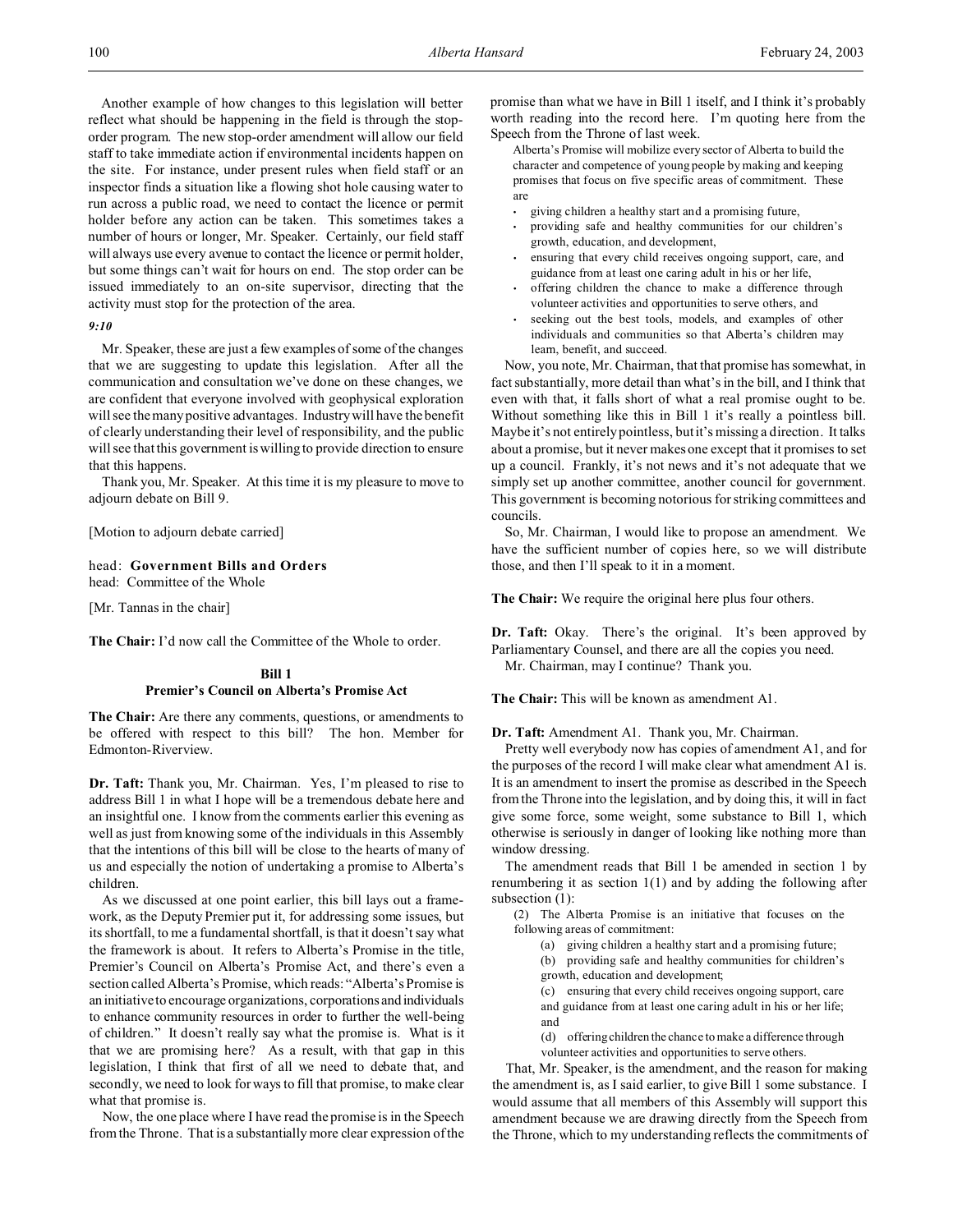Another example of how changes to this legislation will better reflect what should be happening in the field is through the stop-order program. The new stop-order amendment will allow our field staff to take immediate action if environmental incidents happen on the site. For instance, under present rules when field staff or an inspector finds a situation like a flowing shot hole causing water to run across a public road, we need to contact the licence or permit holder before any action can be taken. This sometimes takes a number of hours or longer, Mr. Speaker. Certainly, our field staff will always use every avenue to contact the licence or permit holder, but some things can't wait for hours on end. The stop order can be issued immediately to an on-site supervisor, directing that the activity must stop for the protection of the area.

*9:10*

Mr. Speaker, these are just a few examples of some of the changes that we are suggesting to update this legislation. After all the communication and consultation we've done on these changes, we are confident that everyone involved with geophysical exploration will see the many positive advantages. Industry will have the benefit of clearly understanding their level of responsibility, and the public will see that this government is willing to provide direction to ensure that this happens.

Thank you, Mr. Speaker. At this time it is my pleasure to move to adjourn debate on Bill 9.

[Motion to adjourn debate carried]

head: **Government Bills and Orders**
head: Committee of the Whole

[Mr. Tannas in the chair]

**The Chair:** I'd now call the Committee of the Whole to order.

## Bill 1
## Premier's Council on Alberta's Promise Act

**The Chair:** Are there any comments, questions, or amendments to be offered with respect to this bill? The hon. Member for Edmonton-Riverview.

**Dr. Taft:** Thank you, Mr. Chairman. Yes, I'm pleased to rise to address Bill 1 in what I hope will be a tremendous debate here and an insightful one. I know from the comments earlier this evening as well as just from knowing some of the individuals in this Assembly that the intentions of this bill will be close to the hearts of many of us and especially the notion of undertaking a promise to Alberta's children.

As we discussed at one point earlier, this bill lays out a framework, as the Deputy Premier put it, for addressing some issues, but its shortfall, to me a fundamental shortfall, is that it doesn't say what the framework is about. It refers to Alberta's Promise in the title, Premier's Council on Alberta's Promise Act, and there's even a section called Alberta's Promise, which reads: "Alberta's Promise is an initiative to encourage organizations, corporations and individuals to enhance community resources in order to further the well-being of children." It doesn't really say what the promise is. What is it that we are promising here? As a result, with that gap in this legislation, I think that first of all we need to debate that, and secondly, we need to look for ways to fill that promise, to make clear what that promise is.

Now, the one place where I have read the promise is in the Speech from the Throne. That is a substantially more clear expression of the promise than what we have in Bill 1 itself, and I think it's probably worth reading into the record here. I'm quoting here from the Speech from the Throne of last week.

> Alberta's Promise will mobilize every sector of Alberta to build the character and competence of young people by making and keeping promises that focus on five specific areas of commitment. These are
> - giving children a healthy start and a promising future,
> - providing safe and healthy communities for our children's growth, education, and development,
> - ensuring that every child receives ongoing support, care, and guidance from at least one caring adult in his or her life,
> - offering children the chance to make a difference through volunteer activities and opportunities to serve others, and
> - seeking out the best tools, models, and examples of other individuals and communities so that Alberta's children may learn, benefit, and succeed.

Now, you note, Mr. Chairman, that that promise has somewhat, in fact substantially, more detail than what's in the bill, and I think that even with that, it falls short of what a real promise ought to be. Without something like this in Bill 1 it's really a pointless bill. Maybe it's not entirely pointless, but it's missing a direction. It talks about a promise, but it never makes one except that it promises to set up a council. Frankly, it's not news and it's not adequate that we simply set up another committee, another council for government. This government is becoming notorious for striking committees and councils.

So, Mr. Chairman, I would like to propose an amendment. We have the sufficient number of copies here, so we will distribute those, and then I'll speak to it in a moment.

**The Chair:** We require the original here plus four others.

**Dr. Taft:** Okay. There's the original. It's been approved by Parliamentary Counsel, and there are all the copies you need.

Mr. Chairman, may I continue? Thank you.

**The Chair:** This will be known as amendment A1.

**Dr. Taft:** Amendment A1. Thank you, Mr. Chairman.

Pretty well everybody now has copies of amendment A1, and for the purposes of the record I will make clear what amendment A1 is. It is an amendment to insert the promise as described in the Speech from the Throne into the legislation, and by doing this, it will in fact give some force, some weight, some substance to Bill 1, which otherwise is seriously in danger of looking like nothing more than window dressing.

The amendment reads that Bill 1 be amended in section 1 by renumbering it as section 1(1) and by adding the following after subsection (1):

> (2) The Alberta Promise is an initiative that focuses on the following areas of commitment:
>
> (a) giving children a healthy start and a promising future;
>
> (b) providing safe and healthy communities for children's growth, education and development;
>
> (c) ensuring that every child receives ongoing support, care and guidance from at least one caring adult in his or her life; and
>
> (d) offering children the chance to make a difference through volunteer activities and opportunities to serve others.

That, Mr. Speaker, is the amendment, and the reason for making the amendment is, as I said earlier, to give Bill 1 some substance. I would assume that all members of this Assembly will support this amendment because we are drawing directly from the Speech from the Throne, which to my understanding reflects the commitments of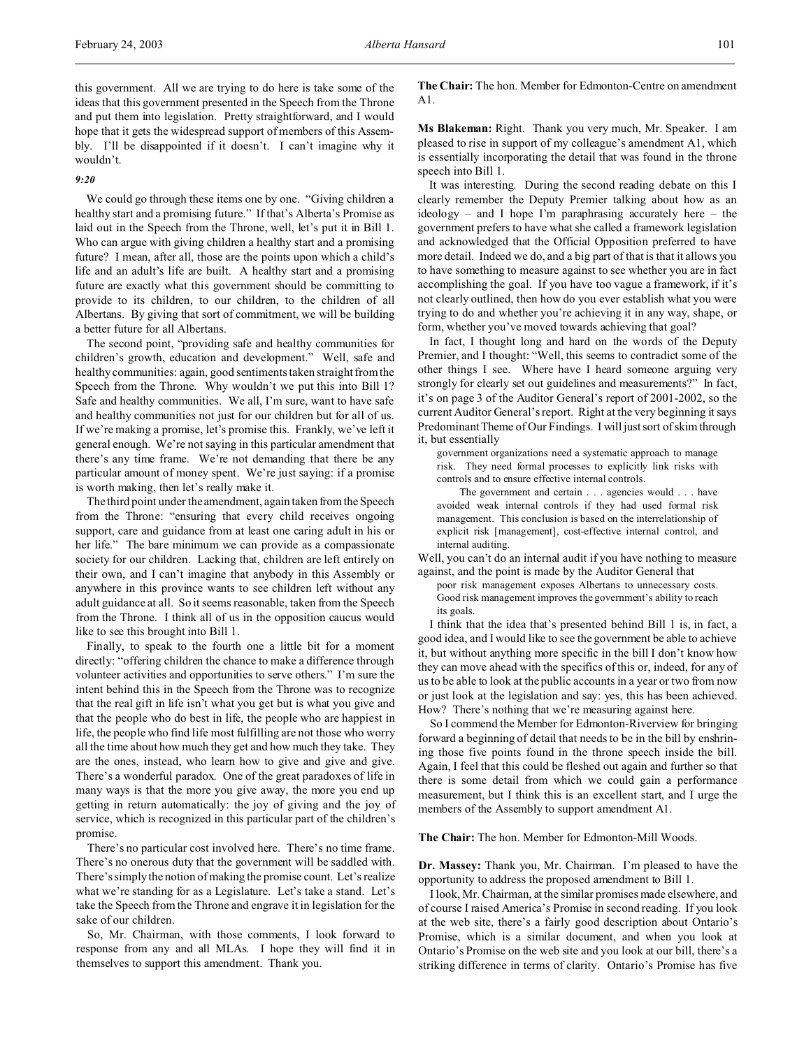this government. All we are trying to do here is take some of the ideas that this government presented in the Speech from the Throne and put them into legislation. Pretty straightforward, and I would hope that it gets the widespread support of members of this Assembly. I'll be disappointed if it doesn't. I can't imagine why it wouldn't.

*9:20*

We could go through these items one by one. "Giving children a healthy start and a promising future." If that's Alberta's Promise as laid out in the Speech from the Throne, well, let's put it in Bill 1. Who can argue with giving children a healthy start and a promising future? I mean, after all, those are the points upon which a child's life and an adult's life are built. A healthy start and a promising future are exactly what this government should be committing to provide to its children, to our children, to the children of all Albertans. By giving that sort of commitment, we will be building a better future for all Albertans.

The second point, "providing safe and healthy communities for children's growth, education and development." Well, safe and healthy communities: again, good sentiments taken straight from the Speech from the Throne. Why wouldn't we put this into Bill 1? Safe and healthy communities. We all, I'm sure, want to have safe and healthy communities not just for our children but for all of us. If we're making a promise, let's promise this. Frankly, we've left it general enough. We're not saying in this particular amendment that there's any time frame. We're not demanding that there be any particular amount of money spent. We're just saying: if a promise is worth making, then let's really make it.

The third point under the amendment, again taken from the Speech from the Throne: "ensuring that every child receives ongoing support, care and guidance from at least one caring adult in his or her life." The bare minimum we can provide as a compassionate society for our children. Lacking that, children are left entirely on their own, and I can't imagine that anybody in this Assembly or anywhere in this province wants to see children left without any adult guidance at all. So it seems reasonable, taken from the Speech from the Throne. I think all of us in the opposition caucus would like to see this brought into Bill 1.

Finally, to speak to the fourth one a little bit for a moment directly: "offering children the chance to make a difference through volunteer activities and opportunities to serve others." I'm sure the intent behind this in the Speech from the Throne was to recognize that the real gift in life isn't what you get but is what you give and that the people who do best in life, the people who are happiest in life, the people who find life most fulfilling are not those who worry all the time about how much they get and how much they take. They are the ones, instead, who learn how to give and give and give. There's a wonderful paradox. One of the great paradoxes of life in many ways is that the more you give away, the more you end up getting in return automatically: the joy of giving and the joy of service, which is recognized in this particular part of the children's promise.

There's no particular cost involved here. There's no time frame. There's no onerous duty that the government will be saddled with. There's simply the notion of making the promise count. Let's realize what we're standing for as a Legislature. Let's take a stand. Let's take the Speech from the Throne and engrave it in legislation for the sake of our children.

So, Mr. Chairman, with those comments, I look forward to response from any and all MLAs. I hope they will find it in themselves to support this amendment. Thank you.

**The Chair:** The hon. Member for Edmonton-Centre on amendment A1.

**Ms Blakeman:** Right. Thank you very much, Mr. Speaker. I am pleased to rise in support of my colleague's amendment A1, which is essentially incorporating the detail that was found in the throne speech into Bill 1.

It was interesting. During the second reading debate on this I clearly remember the Deputy Premier talking about how as an ideology – and I hope I'm paraphrasing accurately here – the government prefers to have what she called a framework legislation and acknowledged that the Official Opposition preferred to have more detail. Indeed we do, and a big part of that is that it allows you to have something to measure against to see whether you are in fact accomplishing the goal. If you have too vague a framework, if it's not clearly outlined, then how do you ever establish what you were trying to do and whether you're achieving it in any way, shape, or form, whether you've moved towards achieving that goal?

In fact, I thought long and hard on the words of the Deputy Premier, and I thought: "Well, this seems to contradict some of the other things I see. Where have I heard someone arguing very strongly for clearly set out guidelines and measurements?" In fact, it's on page 3 of the Auditor General's report of 2001-2002, so the current Auditor General's report. Right at the very beginning it says Predominant Theme of Our Findings. I will just sort of skim through it, but essentially

> government organizations need a systematic approach to manage risk. They need formal processes to explicitly link risks with controls and to ensure effective internal controls.
>
> The government and certain . . . agencies would . . . have avoided weak internal controls if they had used formal risk management. This conclusion is based on the interrelationship of explicit risk [management], cost-effective internal control, and internal auditing.

Well, you can't do an internal audit if you have nothing to measure against, and the point is made by the Auditor General that

> poor risk management exposes Albertans to unnecessary costs. Good risk management improves the government's ability to reach its goals.

I think that the idea that's presented behind Bill 1 is, in fact, a good idea, and I would like to see the government be able to achieve it, but without anything more specific in the bill I don't know how they can move ahead with the specifics of this or, indeed, for any of us to be able to look at the public accounts in a year or two from now or just look at the legislation and say: yes, this has been achieved. How? There's nothing that we're measuring against here.

So I commend the Member for Edmonton-Riverview for bringing forward a beginning of detail that needs to be in the bill by enshrining those five points found in the throne speech inside the bill. Again, I feel that this could be fleshed out again and further so that there is some detail from which we could gain a performance measurement, but I think this is an excellent start, and I urge the members of the Assembly to support amendment A1.

**The Chair:** The hon. Member for Edmonton-Mill Woods.

**Dr. Massey:** Thank you, Mr. Chairman. I'm pleased to have the opportunity to address the proposed amendment to Bill 1.

I look, Mr. Chairman, at the similar promises made elsewhere, and of course I raised America's Promise in second reading. If you look at the web site, there's a fairly good description about Ontario's Promise, which is a similar document, and when you look at Ontario's Promise on the web site and you look at our bill, there's a striking difference in terms of clarity. Ontario's Promise has five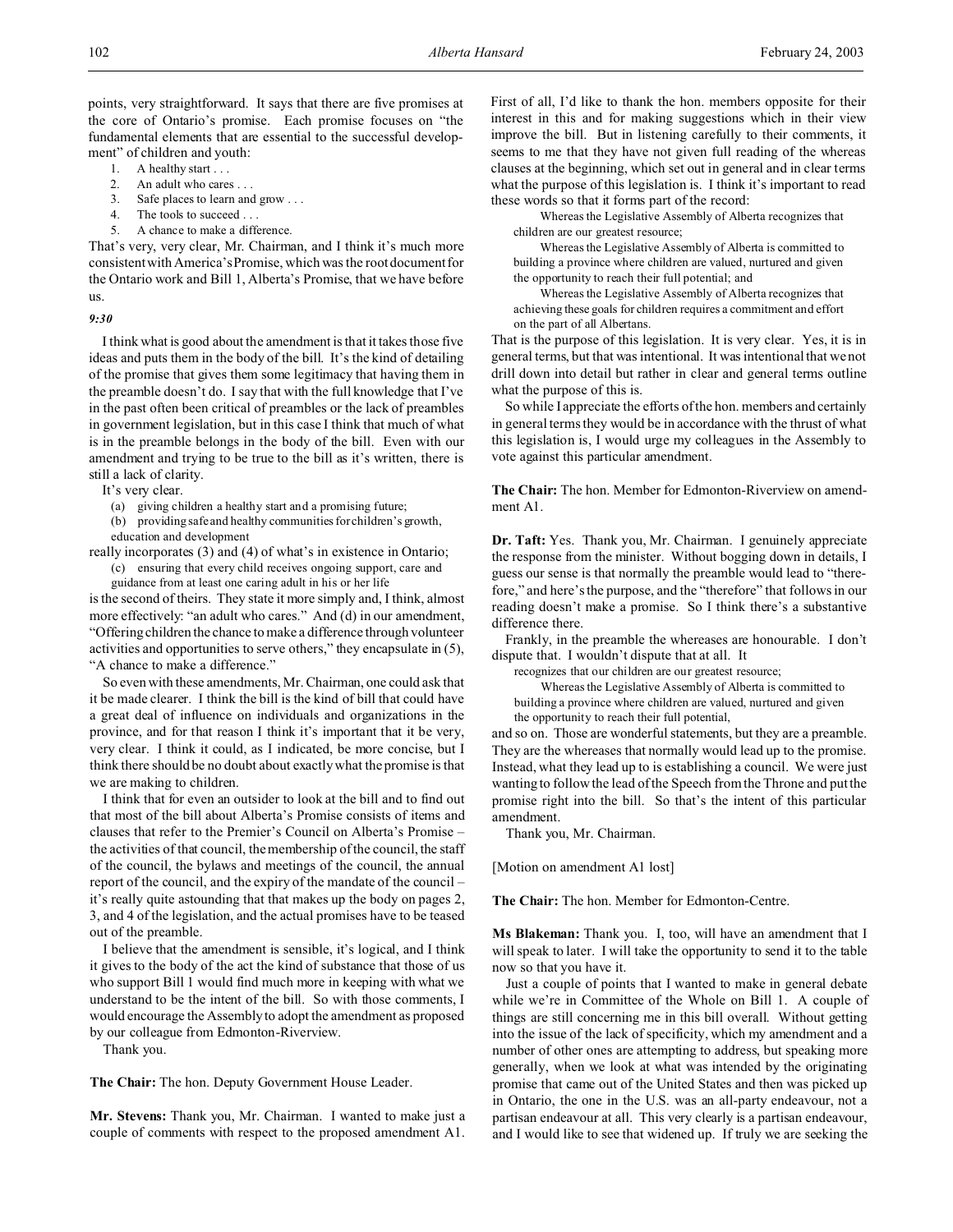points, very straightforward. It says that there are five promises at the core of Ontario's promise. Each promise focuses on "the fundamental elements that are essential to the successful development" of children and youth:

1. A healthy start . . .
2. An adult who cares . . .
3. Safe places to learn and grow . . .
4. The tools to succeed . . .
5. A chance to make a difference.

That's very, very clear, Mr. Chairman, and I think it's much more consistent with America's Promise, which was the root document for the Ontario work and Bill 1, Alberta's Promise, that we have before us.

*9:30*

I think what is good about the amendment is that it takes those five ideas and puts them in the body of the bill. It's the kind of detailing of the promise that gives them some legitimacy that having them in the preamble doesn't do. I say that with the full knowledge that I've in the past often been critical of preambles or the lack of preambles in government legislation, but in this case I think that much of what is in the preamble belongs in the body of the bill. Even with our amendment and trying to be true to the bill as it's written, there is still a lack of clarity.

It's very clear.

> (a) giving children a healthy start and a promising future;
>
> (b) providing safe and healthy communities for children's growth, education and development

really incorporates (3) and (4) of what's in existence in Ontario;

> (c) ensuring that every child receives ongoing support, care and guidance from at least one caring adult in his or her life

is the second of theirs. They state it more simply and, I think, almost more effectively: "an adult who cares." And (d) in our amendment, "Offering children the chance to make a difference through volunteer activities and opportunities to serve others," they encapsulate in (5), "A chance to make a difference."

So even with these amendments, Mr. Chairman, one could ask that it be made clearer. I think the bill is the kind of bill that could have a great deal of influence on individuals and organizations in the province, and for that reason I think it's important that it be very, very clear. I think it could, as I indicated, be more concise, but I think there should be no doubt about exactly what the promise is that we are making to children.

I think that for even an outsider to look at the bill and to find out that most of the bill about Alberta's Promise consists of items and clauses that refer to the Premier's Council on Alberta's Promise – the activities of that council, the membership of the council, the staff of the council, the bylaws and meetings of the council, the annual report of the council, and the expiry of the mandate of the council – it's really quite astounding that that makes up the body on pages 2, 3, and 4 of the legislation, and the actual promises have to be teased out of the preamble.

I believe that the amendment is sensible, it's logical, and I think it gives to the body of the act the kind of substance that those of us who support Bill 1 would find much more in keeping with what we understand to be the intent of the bill. So with those comments, I would encourage the Assembly to adopt the amendment as proposed by our colleague from Edmonton-Riverview.

Thank you.

**The Chair:** The hon. Deputy Government House Leader.

**Mr. Stevens:** Thank you, Mr. Chairman. I wanted to make just a couple of comments with respect to the proposed amendment A1. First of all, I'd like to thank the hon. members opposite for their interest in this and for making suggestions which in their view improve the bill. But in listening carefully to their comments, it seems to me that they have not given full reading of the whereas clauses at the beginning, which set out in general and in clear terms what the purpose of this legislation is. I think it's important to read these words so that it forms part of the record:

> Whereas the Legislative Assembly of Alberta recognizes that children are our greatest resource;
>
> Whereas the Legislative Assembly of Alberta is committed to building a province where children are valued, nurtured and given the opportunity to reach their full potential; and
>
> Whereas the Legislative Assembly of Alberta recognizes that achieving these goals for children requires a commitment and effort on the part of all Albertans.

That is the purpose of this legislation. It is very clear. Yes, it is in general terms, but that was intentional. It was intentional that we not drill down into detail but rather in clear and general terms outline what the purpose of this is.

So while I appreciate the efforts of the hon. members and certainly in general terms they would be in accordance with the thrust of what this legislation is, I would urge my colleagues in the Assembly to vote against this particular amendment.

**The Chair:** The hon. Member for Edmonton-Riverview on amendment A1.

**Dr. Taft:** Yes. Thank you, Mr. Chairman. I genuinely appreciate the response from the minister. Without bogging down in details, I guess our sense is that normally the preamble would lead to "therefore," and here's the purpose, and the "therefore" that follows in our reading doesn't make a promise. So I think there's a substantive difference there.

Frankly, in the preamble the whereases are honourable. I don't dispute that. I wouldn't dispute that at all. It

> recognizes that our children are our greatest resource;
>
> Whereas the Legislative Assembly of Alberta is committed to building a province where children are valued, nurtured and given the opportunity to reach their full potential,

and so on. Those are wonderful statements, but they are a preamble. They are the whereases that normally would lead up to the promise. Instead, what they lead up to is establishing a council. We were just wanting to follow the lead of the Speech from the Throne and put the promise right into the bill. So that's the intent of this particular amendment.

Thank you, Mr. Chairman.

[Motion on amendment A1 lost]

**The Chair:** The hon. Member for Edmonton-Centre.

**Ms Blakeman:** Thank you. I, too, will have an amendment that I will speak to later. I will take the opportunity to send it to the table now so that you have it.

Just a couple of points that I wanted to make in general debate while we're in Committee of the Whole on Bill 1. A couple of things are still concerning me in this bill overall. Without getting into the issue of the lack of specificity, which my amendment and a number of other ones are attempting to address, but speaking more generally, when we look at what was intended by the originating promise that came out of the United States and then was picked up in Ontario, the one in the U.S. was an all-party endeavour, not a partisan endeavour at all. This very clearly is a partisan endeavour, and I would like to see that widened up. If truly we are seeking the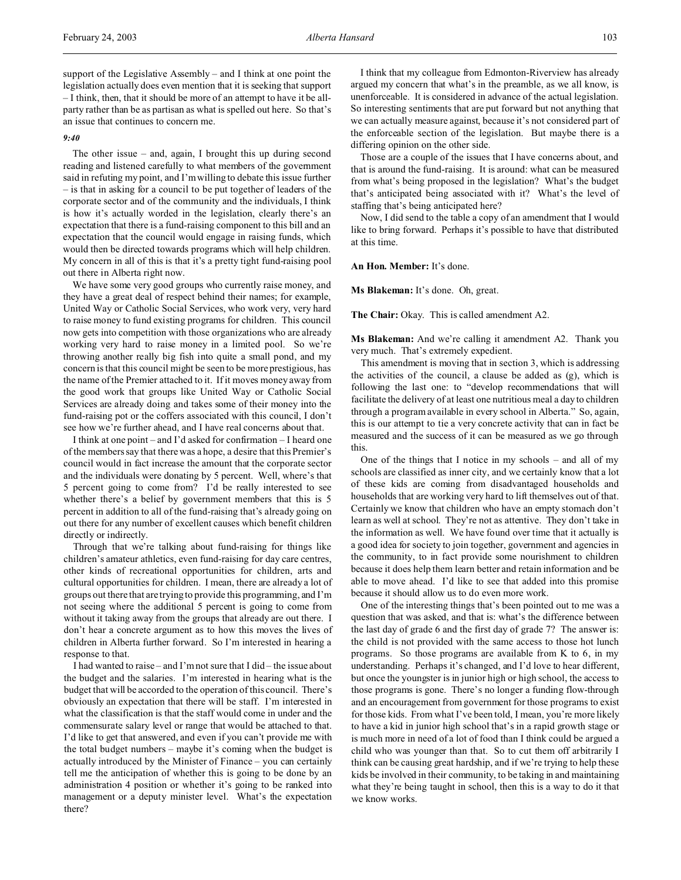support of the Legislative Assembly – and I think at one point the legislation actually does even mention that it is seeking that support – I think, then, that it should be more of an attempt to have it be all-party rather than be as partisan as what is spelled out here. So that's an issue that continues to concern me.

*9:40*

The other issue – and, again, I brought this up during second reading and listened carefully to what members of the government said in refuting my point, and I'm willing to debate this issue further – is that in asking for a council to be put together of leaders of the corporate sector and of the community and the individuals, I think is how it's actually worded in the legislation, clearly there's an expectation that there is a fund-raising component to this bill and an expectation that the council would engage in raising funds, which would then be directed towards programs which will help children. My concern in all of this is that it's a pretty tight fund-raising pool out there in Alberta right now.

We have some very good groups who currently raise money, and they have a great deal of respect behind their names; for example, United Way or Catholic Social Services, who work very, very hard to raise money to fund existing programs for children. This council now gets into competition with those organizations who are already working very hard to raise money in a limited pool. So we're throwing another really big fish into quite a small pond, and my concern is that this council might be seen to be more prestigious, has the name of the Premier attached to it. If it moves money away from the good work that groups like United Way or Catholic Social Services are already doing and takes some of their money into the fund-raising pot or the coffers associated with this council, I don't see how we're further ahead, and I have real concerns about that.

I think at one point – and I'd asked for confirmation – I heard one of the members say that there was a hope, a desire that this Premier's council would in fact increase the amount that the corporate sector and the individuals were donating by 5 percent. Well, where's that 5 percent going to come from? I'd be really interested to see whether there's a belief by government members that this is 5 percent in addition to all of the fund-raising that's already going on out there for any number of excellent causes which benefit children directly or indirectly.

Through that we're talking about fund-raising for things like children's amateur athletics, even fund-raising for day care centres, other kinds of recreational opportunities for children, arts and cultural opportunities for children. I mean, there are already a lot of groups out there that are trying to provide this programming, and I'm not seeing where the additional 5 percent is going to come from without it taking away from the groups that already are out there. I don't hear a concrete argument as to how this moves the lives of children in Alberta further forward. So I'm interested in hearing a response to that.

I had wanted to raise – and I'm not sure that I did – the issue about the budget and the salaries. I'm interested in hearing what is the budget that will be accorded to the operation of this council. There's obviously an expectation that there will be staff. I'm interested in what the classification is that the staff would come in under and the commensurate salary level or range that would be attached to that. I'd like to get that answered, and even if you can't provide me with the total budget numbers – maybe it's coming when the budget is actually introduced by the Minister of Finance – you can certainly tell me the anticipation of whether this is going to be done by an administration 4 position or whether it's going to be ranked into management or a deputy minister level. What's the expectation there?

I think that my colleague from Edmonton-Riverview has already argued my concern that what's in the preamble, as we all know, is unenforceable. It is considered in advance of the actual legislation. So interesting sentiments that are put forward but not anything that we can actually measure against, because it's not considered part of the enforceable section of the legislation. But maybe there is a differing opinion on the other side.

Those are a couple of the issues that I have concerns about, and that is around the fund-raising. It is around: what can be measured from what's being proposed in the legislation? What's the budget that's anticipated being associated with it? What's the level of staffing that's being anticipated here?

Now, I did send to the table a copy of an amendment that I would like to bring forward. Perhaps it's possible to have that distributed at this time.

**An Hon. Member:** It's done.

**Ms Blakeman:** It's done. Oh, great.

**The Chair:** Okay. This is called amendment A2.

**Ms Blakeman:** And we're calling it amendment A2. Thank you very much. That's extremely expedient.

This amendment is moving that in section 3, which is addressing the activities of the council, a clause be added as (g), which is following the last one: to "develop recommendations that will facilitate the delivery of at least one nutritious meal a day to children through a program available in every school in Alberta." So, again, this is our attempt to tie a very concrete activity that can in fact be measured and the success of it can be measured as we go through this.

One of the things that I notice in my schools – and all of my schools are classified as inner city, and we certainly know that a lot of these kids are coming from disadvantaged households and households that are working very hard to lift themselves out of that. Certainly we know that children who have an empty stomach don't learn as well at school. They're not as attentive. They don't take in the information as well. We have found over time that it actually is a good idea for society to join together, government and agencies in the community, to in fact provide some nourishment to children because it does help them learn better and retain information and be able to move ahead. I'd like to see that added into this promise because it should allow us to do even more work.

One of the interesting things that's been pointed out to me was a question that was asked, and that is: what's the difference between the last day of grade 6 and the first day of grade 7? The answer is: the child is not provided with the same access to those hot lunch programs. So those programs are available from K to 6, in my understanding. Perhaps it's changed, and I'd love to hear different, but once the youngster is in junior high or high school, the access to those programs is gone. There's no longer a funding flow-through and an encouragement from government for those programs to exist for those kids. From what I've been told, I mean, you're more likely to have a kid in junior high school that's in a rapid growth stage or is much more in need of a lot of food than I think could be argued a child who was younger than that. So to cut them off arbitrarily I think can be causing great hardship, and if we're trying to help these kids be involved in their community, to be taking in and maintaining what they're being taught in school, then this is a way to do it that we know works.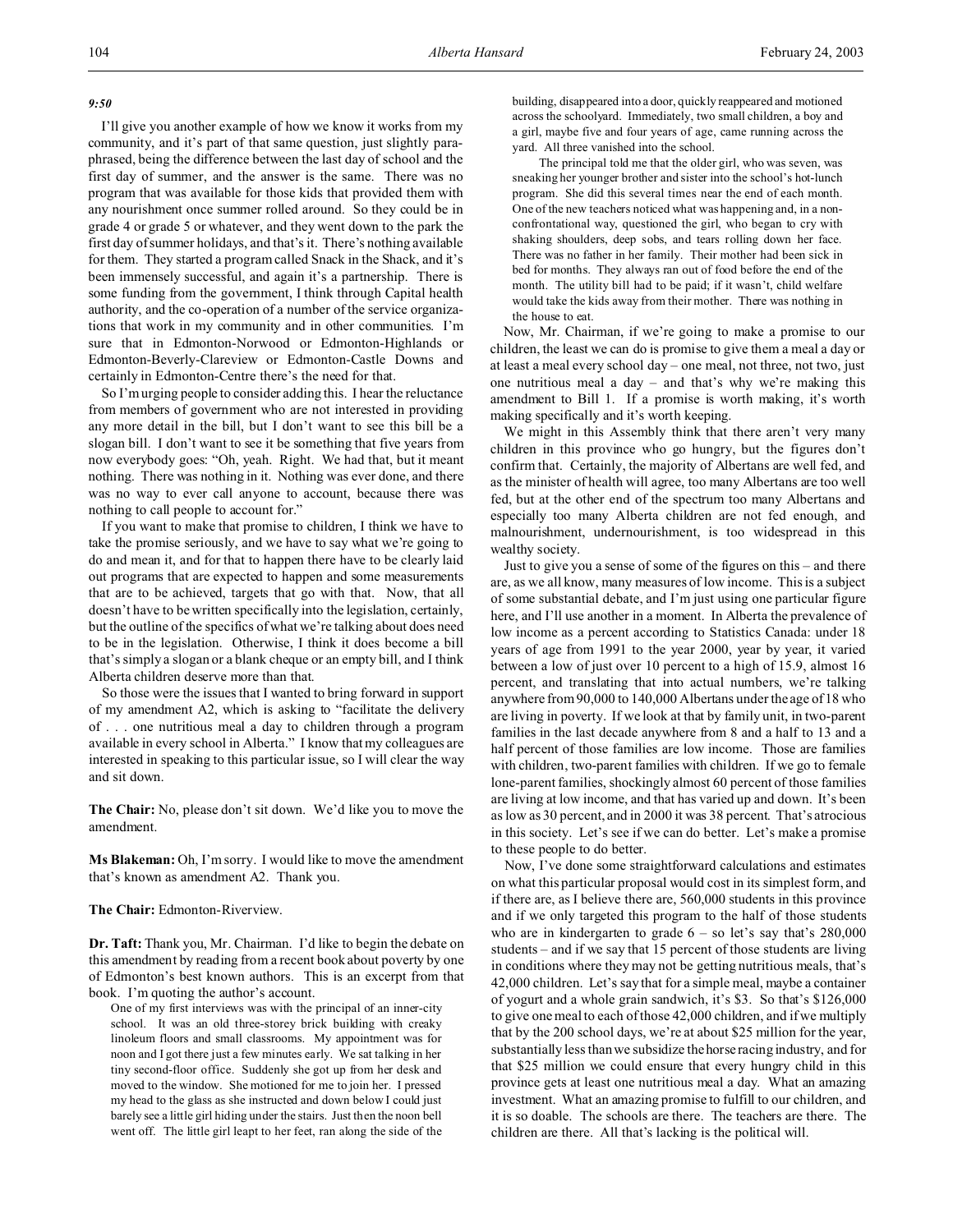*9:50*

I'll give you another example of how we know it works from my community, and it's part of that same question, just slightly paraphrased, being the difference between the last day of school and the first day of summer, and the answer is the same. There was no program that was available for those kids that provided them with any nourishment once summer rolled around. So they could be in grade 4 or grade 5 or whatever, and they went down to the park the first day of summer holidays, and that's it. There's nothing available for them. They started a program called Snack in the Shack, and it's been immensely successful, and again it's a partnership. There is some funding from the government, I think through Capital health authority, and the co-operation of a number of the service organizations that work in my community and in other communities. I'm sure that in Edmonton-Norwood or Edmonton-Highlands or Edmonton-Beverly-Clareview or Edmonton-Castle Downs and certainly in Edmonton-Centre there's the need for that.

So I'm urging people to consider adding this. I hear the reluctance from members of government who are not interested in providing any more detail in the bill, but I don't want to see this bill be a slogan bill. I don't want to see it be something that five years from now everybody goes: "Oh, yeah. Right. We had that, but it meant nothing. There was nothing in it. Nothing was ever done, and there was no way to ever call anyone to account, because there was nothing to call people to account for."

If you want to make that promise to children, I think we have to take the promise seriously, and we have to say what we're going to do and mean it, and for that to happen there have to be clearly laid out programs that are expected to happen and some measurements that are to be achieved, targets that go with that. Now, that all doesn't have to be written specifically into the legislation, certainly, but the outline of the specifics of what we're talking about does need to be in the legislation. Otherwise, I think it does become a bill that's simply a slogan or a blank cheque or an empty bill, and I think Alberta children deserve more than that.

So those were the issues that I wanted to bring forward in support of my amendment A2, which is asking to "facilitate the delivery of . . . one nutritious meal a day to children through a program available in every school in Alberta." I know that my colleagues are interested in speaking to this particular issue, so I will clear the way and sit down.

**The Chair:** No, please don't sit down. We'd like you to move the amendment.

**Ms Blakeman:** Oh, I'm sorry. I would like to move the amendment that's known as amendment A2. Thank you.

**The Chair:** Edmonton-Riverview.

**Dr. Taft:** Thank you, Mr. Chairman. I'd like to begin the debate on this amendment by reading from a recent book about poverty by one of Edmonton's best known authors. This is an excerpt from that book. I'm quoting the author's account.

> One of my first interviews was with the principal of an inner-city school. It was an old three-storey brick building with creaky linoleum floors and small classrooms. My appointment was for noon and I got there just a few minutes early. We sat talking in her tiny second-floor office. Suddenly she got up from her desk and moved to the window. She motioned for me to join her. I pressed my head to the glass as she instructed and down below I could just barely see a little girl hiding under the stairs. Just then the noon bell went off. The little girl leapt to her feet, ran along the side of the building, disappeared into a door, quickly reappeared and motioned across the schoolyard. Immediately, two small children, a boy and a girl, maybe five and four years of age, came running across the yard. All three vanished into the school.
>
> The principal told me that the older girl, who was seven, was sneaking her younger brother and sister into the school's hot-lunch program. She did this several times near the end of each month. One of the new teachers noticed what was happening and, in a non-confrontational way, questioned the girl, who began to cry with shaking shoulders, deep sobs, and tears rolling down her face. There was no father in her family. Their mother had been sick in bed for months. They always ran out of food before the end of the month. The utility bill had to be paid; if it wasn't, child welfare would take the kids away from their mother. There was nothing in the house to eat.

Now, Mr. Chairman, if we're going to make a promise to our children, the least we can do is promise to give them a meal a day or at least a meal every school day – one meal, not three, not two, just one nutritious meal a day – and that's why we're making this amendment to Bill 1. If a promise is worth making, it's worth making specifically and it's worth keeping.

We might in this Assembly think that there aren't very many children in this province who go hungry, but the figures don't confirm that. Certainly, the majority of Albertans are well fed, and as the minister of health will agree, too many Albertans are too well fed, but at the other end of the spectrum too many Albertans and especially too many Alberta children are not fed enough, and malnourishment, undernourishment, is too widespread in this wealthy society.

Just to give you a sense of some of the figures on this – and there are, as we all know, many measures of low income. This is a subject of some substantial debate, and I'm just using one particular figure here, and I'll use another in a moment. In Alberta the prevalence of low income as a percent according to Statistics Canada: under 18 years of age from 1991 to the year 2000, year by year, it varied between a low of just over 10 percent to a high of 15.9, almost 16 percent, and translating that into actual numbers, we're talking anywhere from 90,000 to 140,000 Albertans under the age of 18 who are living in poverty. If we look at that by family unit, in two-parent families in the last decade anywhere from 8 and a half to 13 and a half percent of those families are low income. Those are families with children, two-parent families with children. If we go to female lone-parent families, shockingly almost 60 percent of those families are living at low income, and that has varied up and down. It's been as low as 30 percent, and in 2000 it was 38 percent. That's atrocious in this society. Let's see if we can do better. Let's make a promise to these people to do better.

Now, I've done some straightforward calculations and estimates on what this particular proposal would cost in its simplest form, and if there are, as I believe there are, 560,000 students in this province and if we only targeted this program to the half of those students who are in kindergarten to grade 6 – so let's say that's 280,000 students – and if we say that 15 percent of those students are living in conditions where they may not be getting nutritious meals, that's 42,000 children. Let's say that for a simple meal, maybe a container of yogurt and a whole grain sandwich, it's $3. So that's $126,000 to give one meal to each of those 42,000 children, and if we multiply that by the 200 school days, we're at about $25 million for the year, substantially less than we subsidize the horse racing industry, and for that $25 million we could ensure that every hungry child in this province gets at least one nutritious meal a day. What an amazing investment. What an amazing promise to fulfill to our children, and it is so doable. The schools are there. The teachers are there. The children are there. All that's lacking is the political will.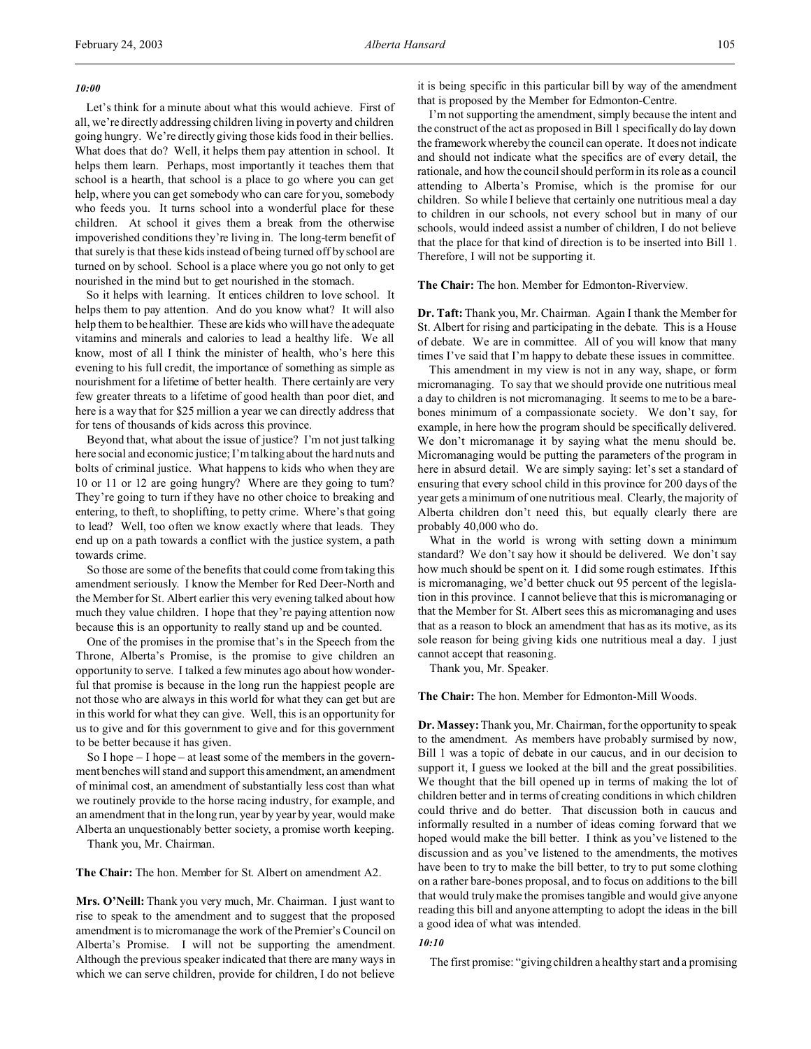*10:00*

Let's think for a minute about what this would achieve. First of all, we're directly addressing children living in poverty and children going hungry. We're directly giving those kids food in their bellies. What does that do? Well, it helps them pay attention in school. It helps them learn. Perhaps, most importantly it teaches them that school is a hearth, that school is a place to go where you can get help, where you can get somebody who can care for you, somebody who feeds you. It turns school into a wonderful place for these children. At school it gives them a break from the otherwise impoverished conditions they're living in. The long-term benefit of that surely is that these kids instead of being turned off by school are turned on by school. School is a place where you go not only to get nourished in the mind but to get nourished in the stomach.

So it helps with learning. It entices children to love school. It helps them to pay attention. And do you know what? It will also help them to be healthier. These are kids who will have the adequate vitamins and minerals and calories to lead a healthy life. We all know, most of all I think the minister of health, who's here this evening to his full credit, the importance of something as simple as nourishment for a lifetime of better health. There certainly are very few greater threats to a lifetime of good health than poor diet, and here is a way that for $25 million a year we can directly address that for tens of thousands of kids across this province.

Beyond that, what about the issue of justice? I'm not just talking here social and economic justice; I'm talking about the hard nuts and bolts of criminal justice. What happens to kids who when they are 10 or 11 or 12 are going hungry? Where are they going to turn? They're going to turn if they have no other choice to breaking and entering, to theft, to shoplifting, to petty crime. Where's that going to lead? Well, too often we know exactly where that leads. They end up on a path towards a conflict with the justice system, a path towards crime.

So those are some of the benefits that could come from taking this amendment seriously. I know the Member for Red Deer-North and the Member for St. Albert earlier this very evening talked about how much they value children. I hope that they're paying attention now because this is an opportunity to really stand up and be counted.

One of the promises in the promise that's in the Speech from the Throne, Alberta's Promise, is the promise to give children an opportunity to serve. I talked a few minutes ago about how wonderful that promise is because in the long run the happiest people are not those who are always in this world for what they can get but are in this world for what they can give. Well, this is an opportunity for us to give and for this government to give and for this government to be better because it has given.

So I hope – I hope – at least some of the members in the government benches will stand and support this amendment, an amendment of minimal cost, an amendment of substantially less cost than what we routinely provide to the horse racing industry, for example, and an amendment that in the long run, year by year by year, would make Alberta an unquestionably better society, a promise worth keeping.

Thank you, Mr. Chairman.

**The Chair:** The hon. Member for St. Albert on amendment A2.

**Mrs. O'Neill:** Thank you very much, Mr. Chairman. I just want to rise to speak to the amendment and to suggest that the proposed amendment is to micromanage the work of the Premier's Council on Alberta's Promise. I will not be supporting the amendment. Although the previous speaker indicated that there are many ways in which we can serve children, provide for children, I do not believe it is being specific in this particular bill by way of the amendment that is proposed by the Member for Edmonton-Centre.

I'm not supporting the amendment, simply because the intent and the construct of the act as proposed in Bill 1 specifically do lay down the framework whereby the council can operate. It does not indicate and should not indicate what the specifics are of every detail, the rationale, and how the council should perform in its role as a council attending to Alberta's Promise, which is the promise for our children. So while I believe that certainly one nutritious meal a day to children in our schools, not every school but in many of our schools, would indeed assist a number of children, I do not believe that the place for that kind of direction is to be inserted into Bill 1. Therefore, I will not be supporting it.

**The Chair:** The hon. Member for Edmonton-Riverview.

**Dr. Taft:** Thank you, Mr. Chairman. Again I thank the Member for St. Albert for rising and participating in the debate. This is a House of debate. We are in committee. All of you will know that many times I've said that I'm happy to debate these issues in committee.

This amendment in my view is not in any way, shape, or form micromanaging. To say that we should provide one nutritious meal a day to children is not micromanaging. It seems to me to be a bare-bones minimum of a compassionate society. We don't say, for example, in here how the program should be specifically delivered. We don't micromanage it by saying what the menu should be. Micromanaging would be putting the parameters of the program in here in absurd detail. We are simply saying: let's set a standard of ensuring that every school child in this province for 200 days of the year gets a minimum of one nutritious meal. Clearly, the majority of Alberta children don't need this, but equally clearly there are probably 40,000 who do.

What in the world is wrong with setting down a minimum standard? We don't say how it should be delivered. We don't say how much should be spent on it. I did some rough estimates. If this is micromanaging, we'd better chuck out 95 percent of the legislation in this province. I cannot believe that this is micromanaging or that the Member for St. Albert sees this as micromanaging and uses that as a reason to block an amendment that has as its motive, as its sole reason for being giving kids one nutritious meal a day. I just cannot accept that reasoning.

Thank you, Mr. Speaker.

**The Chair:** The hon. Member for Edmonton-Mill Woods.

**Dr. Massey:** Thank you, Mr. Chairman, for the opportunity to speak to the amendment. As members have probably surmised by now, Bill 1 was a topic of debate in our caucus, and in our decision to support it, I guess we looked at the bill and the great possibilities. We thought that the bill opened up in terms of making the lot of children better and in terms of creating conditions in which children could thrive and do better. That discussion both in caucus and informally resulted in a number of ideas coming forward that we hoped would make the bill better. I think as you've listened to the discussion and as you've listened to the amendments, the motives have been to try to make the bill better, to try to put some clothing on a rather bare-bones proposal, and to focus on additions to the bill that would truly make the promises tangible and would give anyone reading this bill and anyone attempting to adopt the ideas in the bill a good idea of what was intended.

*10:10*

The first promise: "giving children a healthy start and a promising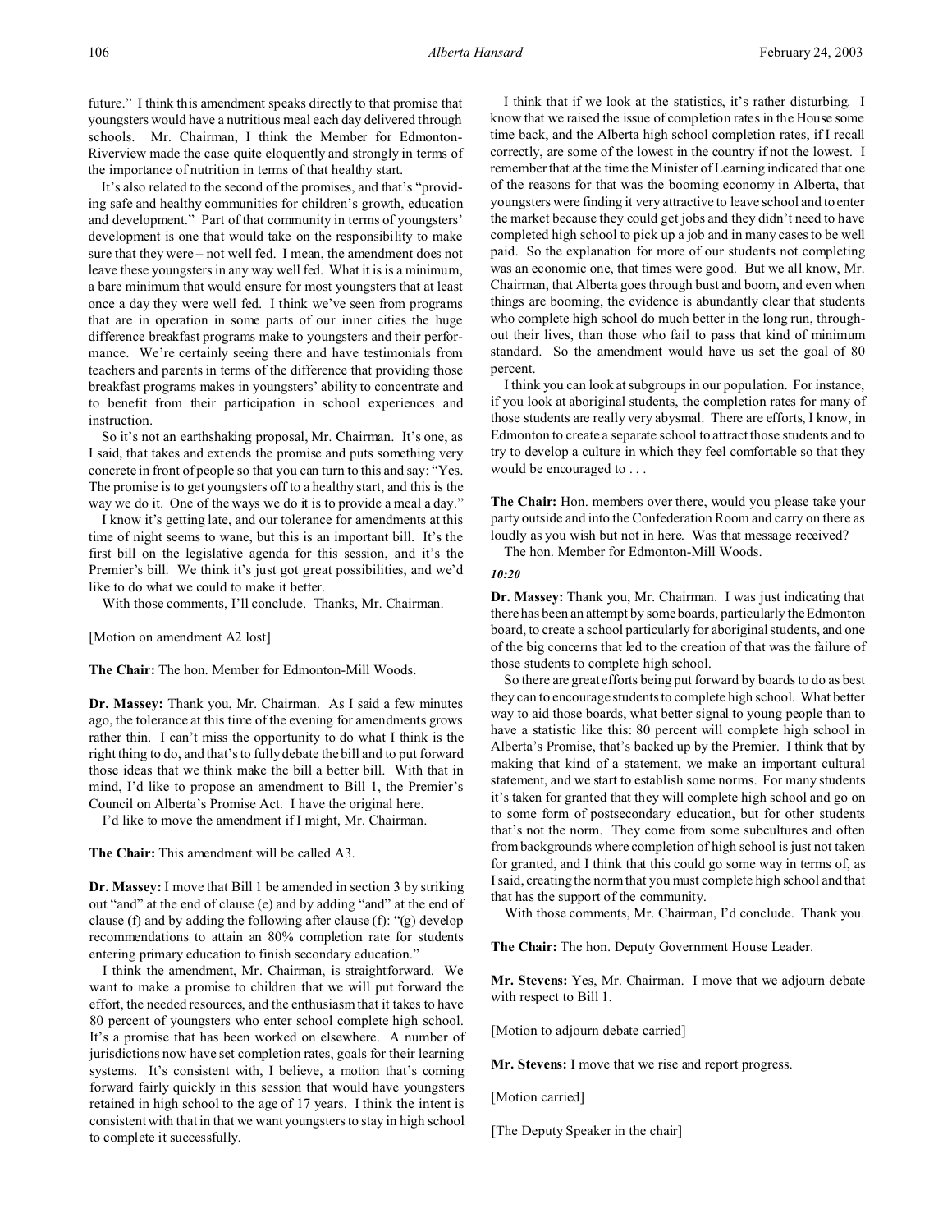future." I think this amendment speaks directly to that promise that youngsters would have a nutritious meal each day delivered through schools. Mr. Chairman, I think the Member for Edmonton-Riverview made the case quite eloquently and strongly in terms of the importance of nutrition in terms of that healthy start.

It's also related to the second of the promises, and that's "providing safe and healthy communities for children's growth, education and development." Part of that community in terms of youngsters' development is one that would take on the responsibility to make sure that they were – not well fed. I mean, the amendment does not leave these youngsters in any way well fed. What it is is a minimum, a bare minimum that would ensure for most youngsters that at least once a day they were well fed. I think we've seen from programs that are in operation in some parts of our inner cities the huge difference breakfast programs make to youngsters and their performance. We're certainly seeing there and have testimonials from teachers and parents in terms of the difference that providing those breakfast programs makes in youngsters' ability to concentrate and to benefit from their participation in school experiences and instruction.

So it's not an earthshaking proposal, Mr. Chairman. It's one, as I said, that takes and extends the promise and puts something very concrete in front of people so that you can turn to this and say: "Yes. The promise is to get youngsters off to a healthy start, and this is the way we do it. One of the ways we do it is to provide a meal a day."

I know it's getting late, and our tolerance for amendments at this time of night seems to wane, but this is an important bill. It's the first bill on the legislative agenda for this session, and it's the Premier's bill. We think it's just got great possibilities, and we'd like to do what we could to make it better.

With those comments, I'll conclude. Thanks, Mr. Chairman.

[Motion on amendment A2 lost]

**The Chair:** The hon. Member for Edmonton-Mill Woods.

**Dr. Massey:** Thank you, Mr. Chairman. As I said a few minutes ago, the tolerance at this time of the evening for amendments grows rather thin. I can't miss the opportunity to do what I think is the right thing to do, and that's to fully debate the bill and to put forward those ideas that we think make the bill a better bill. With that in mind, I'd like to propose an amendment to Bill 1, the Premier's Council on Alberta's Promise Act. I have the original here.

I'd like to move the amendment if I might, Mr. Chairman.

**The Chair:** This amendment will be called A3.

**Dr. Massey:** I move that Bill 1 be amended in section 3 by striking out "and" at the end of clause (e) and by adding "and" at the end of clause (f) and by adding the following after clause (f): "(g) develop recommendations to attain an 80% completion rate for students entering primary education to finish secondary education."

I think the amendment, Mr. Chairman, is straightforward. We want to make a promise to children that we will put forward the effort, the needed resources, and the enthusiasm that it takes to have 80 percent of youngsters who enter school complete high school. It's a promise that has been worked on elsewhere. A number of jurisdictions now have set completion rates, goals for their learning systems. It's consistent with, I believe, a motion that's coming forward fairly quickly in this session that would have youngsters retained in high school to the age of 17 years. I think the intent is consistent with that in that we want youngsters to stay in high school to complete it successfully.

I think that if we look at the statistics, it's rather disturbing. I know that we raised the issue of completion rates in the House some time back, and the Alberta high school completion rates, if I recall correctly, are some of the lowest in the country if not the lowest. I remember that at the time the Minister of Learning indicated that one of the reasons for that was the booming economy in Alberta, that youngsters were finding it very attractive to leave school and to enter the market because they could get jobs and they didn't need to have completed high school to pick up a job and in many cases to be well paid. So the explanation for more of our students not completing was an economic one, that times were good. But we all know, Mr. Chairman, that Alberta goes through bust and boom, and even when things are booming, the evidence is abundantly clear that students who complete high school do much better in the long run, throughout their lives, than those who fail to pass that kind of minimum standard. So the amendment would have us set the goal of 80 percent.

I think you can look at subgroups in our population. For instance, if you look at aboriginal students, the completion rates for many of those students are really very abysmal. There are efforts, I know, in Edmonton to create a separate school to attract those students and to try to develop a culture in which they feel comfortable so that they would be encouraged to . . .

**The Chair:** Hon. members over there, would you please take your party outside and into the Confederation Room and carry on there as loudly as you wish but not in here. Was that message received?

The hon. Member for Edmonton-Mill Woods.

*10:20*

**Dr. Massey:** Thank you, Mr. Chairman. I was just indicating that there has been an attempt by some boards, particularly the Edmonton board, to create a school particularly for aboriginal students, and one of the big concerns that led to the creation of that was the failure of those students to complete high school.

So there are great efforts being put forward by boards to do as best they can to encourage students to complete high school. What better way to aid those boards, what better signal to young people than to have a statistic like this: 80 percent will complete high school in Alberta's Promise, that's backed up by the Premier. I think that by making that kind of a statement, we make an important cultural statement, and we start to establish some norms. For many students it's taken for granted that they will complete high school and go on to some form of postsecondary education, but for other students that's not the norm. They come from some subcultures and often from backgrounds where completion of high school is just not taken for granted, and I think that this could go some way in terms of, as I said, creating the norm that you must complete high school and that that has the support of the community.

With those comments, Mr. Chairman, I'd conclude. Thank you.

**The Chair:** The hon. Deputy Government House Leader.

**Mr. Stevens:** Yes, Mr. Chairman. I move that we adjourn debate with respect to Bill 1.

[Motion to adjourn debate carried]

**Mr. Stevens:** I move that we rise and report progress.

[Motion carried]

[The Deputy Speaker in the chair]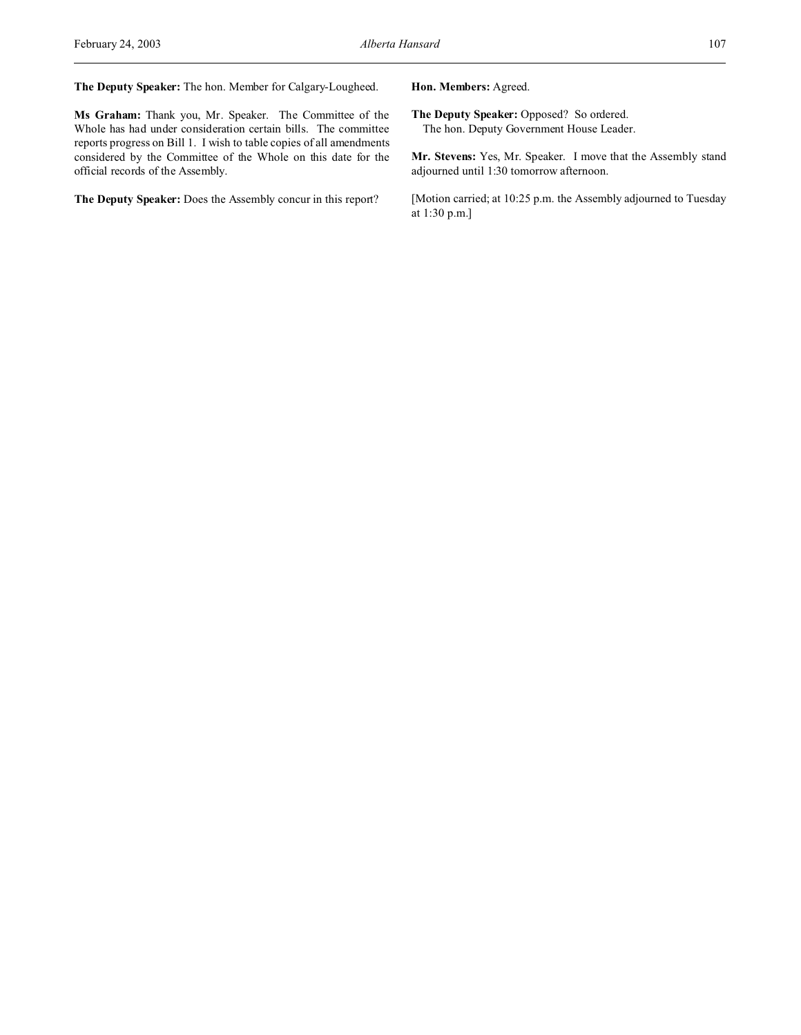**The Deputy Speaker:** The hon. Member for Calgary-Lougheed.

**Ms Graham:** Thank you, Mr. Speaker. The Committee of the Whole has had under consideration certain bills. The committee reports progress on Bill 1. I wish to table copies of all amendments considered by the Committee of the Whole on this date for the official records of the Assembly.

**The Deputy Speaker:** Does the Assembly concur in this report?

**Hon. Members:** Agreed.

**The Deputy Speaker:** Opposed? So ordered.
The hon. Deputy Government House Leader.

**Mr. Stevens:** Yes, Mr. Speaker. I move that the Assembly stand adjourned until 1:30 tomorrow afternoon.

[Motion carried; at 10:25 p.m. the Assembly adjourned to Tuesday at 1:30 p.m.]